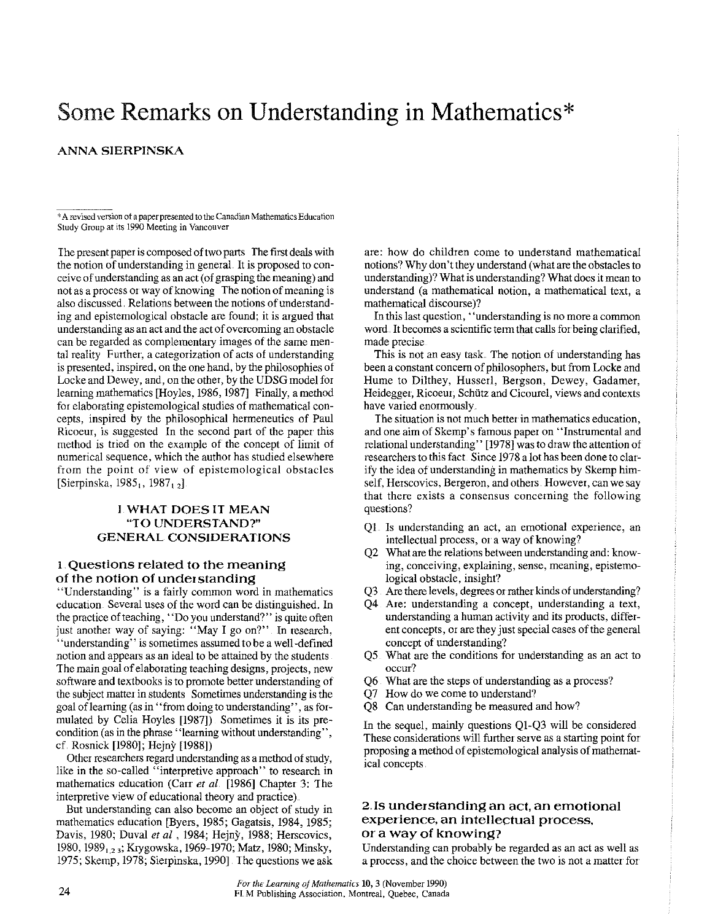# Some Remarks on Understanding in Mathematics*

**ANNA SIERPINSKA**

*A revised version of a paper presented to the Canadian Mathematics Education Study Group at its 1990 Meeting in Vancouver

The present paper is composed of two parts The first deals with the notion of understanding in general. It is proposed to conceive of understanding as an act (of grasping the meaning) and not as a process or way of knowing The notion of meaning is also discussed. Relations between the notions of understanding and epistemological obstacle are found; it is argued that understanding as an act and the act of overcoming an obstacle can be regarded as complementary images of the same mental reality Further, a categorization of acts of understanding is presented, inspired, on the one hand, by the philosophies of Locke and Dewey, and, on the other, by the UDSG model for learning mathematics [Hoyles, 1986, 1987] Finally, a method for elaborating epistemological studies of mathematical concepts, inspired by the philosophical hermeneutics of Paul Ricoeur, is suggested In the second part of the paper this method is tried on the example of the concept of limit of numerical sequence, which the author has studied elsewhere from the point of view of epistemological obstacles [Sierpinska, 1985₁, 1987₁,₂].

## I WHAT DOES IT MEAN "TO UNDERSTAND?" GENERAL CONSIDERATIONS

### 1. Questions related to the meaning of the notion of understanding

"Understanding" is a fairly common word in mathematics education. Several uses of the word can be distinguished. In the practice of teaching, "Do you understand?" is quite often just another way of saying: "May I go on?". In research, "understanding" is sometimes assumed to be a well-defined notion and appears as an ideal to be attained by the students. The main goal of elaborating teaching designs, projects, new software and textbooks is to promote better understanding of the subject matter in students Sometimes understanding is the goal of learning (as in "from doing to understanding", as formulated by Celia Hoyles [1987]) Sometimes it is its precondition (as in the phrase "learning without understanding", cf. Rosnick [1980]; Hejný [1988])

Other researchers regard understanding as a method of study, like in the so-called "interpretive approach" to research in mathematics education (Carr *et al.* [1986] Chapter 3: The interpretive view of educational theory and practice).

But understanding can also become an object of study in mathematics education [Byers, 1985; Gagatsis, 1984, 1985; Davis, 1980; Duval *et al.*, 1984; Hejný, 1988; Herscovics, 1980, 1989₁,₂,₃; Krygowska, 1969-1970; Matz, 1980; Minsky, 1975; Skemp, 1978; Sierpinska, 1990]. The questions we ask are: how do children come to understand mathematical notions? Why don't they understand (what are the obstacles to understanding)? What is understanding? What does it mean to understand (a mathematical notion, a mathematical text, a mathematical discourse)?

In this last question, "understanding is no more a common word. It becomes a scientific term that calls for being clarified, made precise.

This is not an easy task. The notion of understanding has been a constant concern of philosophers, but from Locke and Hume to Dilthey, Husserl, Bergson, Dewey, Gadamer, Heidegger, Ricoeur, Schütz and Cicourel, views and contexts have varied enormously.

The situation is not much better in mathematics education, and one aim of Skemp's famous paper on "Instrumental and relational understanding" [1978] was to draw the attention of researchers to this fact Since 1978 a lot has been done to clarify the idea of understanding in mathematics by Skemp himself, Herscovics, Bergeron, and others. However, can we say that there exists a consensus concerning the following questions?

- Q1. Is understanding an act, an emotional experience, an intellectual process, or a way of knowing?
- Q2 What are the relations between understanding and: knowing, conceiving, explaining, sense, meaning, epistemological obstacle, insight?
- Q3. Are there levels, degrees or rather kinds of understanding?
- Q4. Are: understanding a concept, understanding a text, understanding a human activity and its products, different concepts, or are they just special cases of the general concept of understanding?
- Q5. What are the conditions for understanding as an act to occur?
- Q6. What are the steps of understanding as a process?
- Q7 How do we come to understand?
- Q8 Can understanding be measured and how?

In the sequel, mainly questions Q1-Q3 will be considered. These considerations will further serve as a starting point for proposing a method of epistemological analysis of mathematical concepts.

### 2. Is understanding an act, an emotional experience, an intellectual process, or a way of knowing?

Understanding can probably be regarded as an act as well as a process, and the choice between the two is not a matter for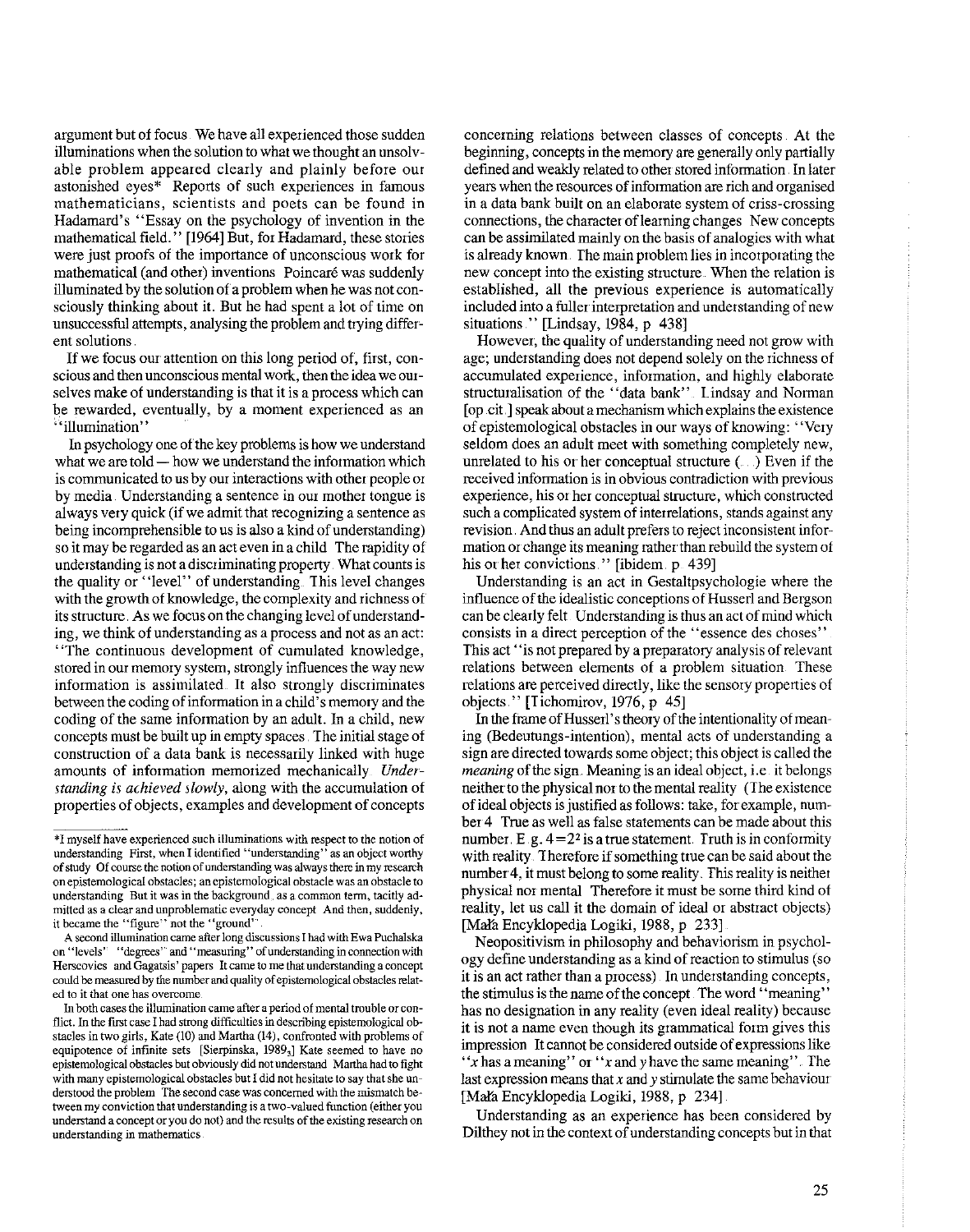argument but of focus. We have all experienced those sudden illuminations when the solution to what we thought an unsolvable problem appeared clearly and plainly before our astonished eyes* Reports of such experiences in famous mathematicians, scientists and poets can be found in Hadamard's "Essay on the psychology of invention in the mathematical field." [1964] But, for Hadamard, these stories were just proofs of the importance of unconscious work for mathematical (and other) inventions. Poincaré was suddenly illuminated by the solution of a problem when he was not consciously thinking about it. But he had spent a lot of time on unsuccessful attempts, analysing the problem and trying different solutions.

If we focus our attention on this long period of, first, conscious and then unconscious mental work, then the idea we ourselves make of understanding is that it is a process which can be rewarded, eventually, by a moment experienced as an "illumination"

In psychology one of the key problems is how we understand what we are told — how we understand the information which is communicated to us by our interactions with other people or by media. Understanding a sentence in our mother tongue is always very quick (if we admit that recognizing a sentence as being incomprehensible to us is also a kind of understanding) so it may be regarded as an act even in a child. The rapidity of understanding is not a discriminating property. What counts is the quality or "level" of understanding. This level changes with the growth of knowledge, the complexity and richness of its structure. As we focus on the changing level of understanding, we think of understanding as a process and not as an act: "The continuous development of cumulated knowledge, stored in our memory system, strongly influences the way new information is assimilated. It also strongly discriminates between the coding of information in a child's memory and the coding of the same information by an adult. In a child, new concepts must be built up in empty spaces. The initial stage of construction of a data bank is necessarily linked with huge amounts of information memorized mechanically. *Understanding is achieved slowly*, along with the accumulation of properties of objects, examples and development of concepts concerning relations between classes of concepts. At the beginning, concepts in the memory are generally only partially defined and weakly related to other stored information. In later years when the resources of information are rich and organised in a data bank built on an elaborate system of criss-crossing connections, the character of learning changes. New concepts can be assimilated mainly on the basis of analogies with what is already known. The main problem lies in incorporating the new concept into the existing structure. When the relation is established, all the previous experience is automatically included into a fuller interpretation and understanding of new situations." [Lindsay, 1984, p. 438]

However, the quality of understanding need not grow with age; understanding does not depend solely on the richness of accumulated experience, information, and highly elaborate structuralisation of the "data bank". Lindsay and Norman [op.cit.] speak about a mechanism which explains the existence of epistemological obstacles in our ways of knowing: "Very seldom does an adult meet with something completely new, unrelated to his or her conceptual structure (...) Even if the received information is in obvious contradiction with previous experience, his or her conceptual structure, which constructed such a complicated system of interrelations, stands against any revision. And thus an adult prefers to reject inconsistent information or change its meaning rather than rebuild the system of his or her convictions." [ibidem, p. 439]

Understanding is an act in Gestaltpsychologie where the influence of the idealistic conceptions of Husserl and Bergson can be clearly felt. Understanding is thus an act of mind which consists in a direct perception of the "essence des choses". This act "is not prepared by a preparatory analysis of relevant relations between elements of a problem situation. These relations are perceived directly, like the sensory properties of objects." [Tichomirov, 1976, p. 45]

In the frame of Husserl's theory of the intentionality of meaning (Bedeutungs-intention), mental acts of understanding a sign are directed towards some object; this object is called the *meaning* of the sign. Meaning is an ideal object, i.e. it belongs neither to the physical nor to the mental reality. (The existence of ideal objects is justified as follows: take, for example, number 4. True as well as false statements can be made about this number. E.g. $4 = 2^2$ is a true statement. Truth is in conformity with reality. Therefore if something true can be said about the number 4, it must belong to some reality. This reality is neither physical nor mental. Therefore it must be some third kind of reality, let us call it the domain of ideal or abstract objects) [Mała Encyklopedia Logiki, 1988, p. 233].

Neopositivism in philosophy and behaviorism in psychology define understanding as a kind of reaction to stimulus (so it is an act rather than a process). In understanding concepts, the stimulus is the name of the concept. The word "meaning" has no designation in any reality (even ideal reality) because it is not a name even though its grammatical form gives this impression. It cannot be considered outside of expressions like "$x$ has a meaning" or "$x$ and $y$ have the same meaning". The last expression means that $x$ and $y$ stimulate the same behaviour [Mała Encyklopedia Logiki, 1988, p. 234].

Understanding as an experience has been considered by Dilthey not in the context of understanding concepts but in that

---

*I myself have experienced such illuminations with respect to the notion of understanding. First, when I identified "understanding" as an object worthy of study. Of course the notion of understanding was always there in my research on epistemological obstacles; an epistemological obstacle was an obstacle to understanding. But it was in the background, as a common term, tacitly admitted as a clear and unproblematic everyday concept. And then, suddenly, it became the "figure" not the "ground".

A second illumination came after long discussions I had with Ewa Puchalska on "levels", "degrees" and "measuring" of understanding in connection with Herscovics and Gagatsis' papers. It came to me that understanding a concept could be measured by the number and quality of epistemological obstacles related to it that one has overcome.

In both cases the illumination came after a period of mental trouble or conflict. In the first case I had strong difficulties in describing epistemological obstacles in two girls, Kate (10) and Martha (14), confronted with problems of equipotence of infinite sets [Sierpinska, 1989$_1$]. Kate seemed to have no epistemological obstacles but obviously did not understand. Martha had to fight with many epistemological obstacles but I did not hesitate to say that she understood the problem. The second case was concerned with the mismatch between my conviction that understanding is a two-valued function (either you understand a concept or you do not) and the results of the existing research on understanding in mathematics.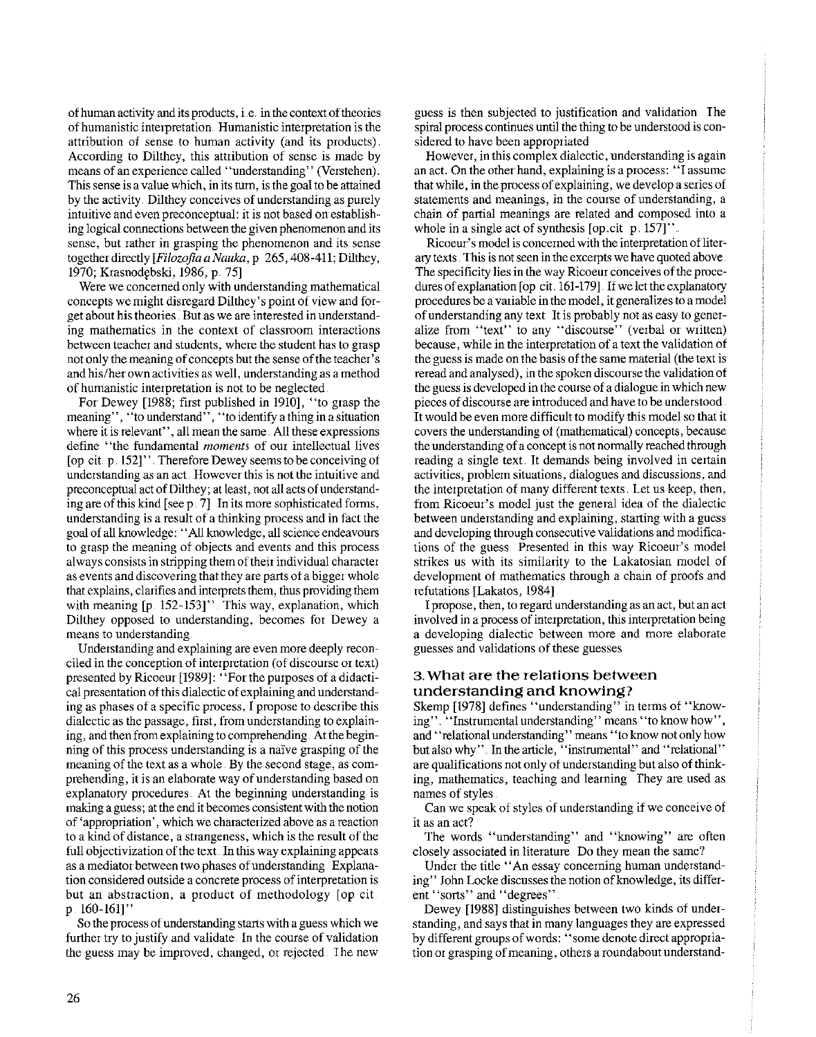of human activity and its products, i. e. in the context of theories of humanistic interpretation. Humanistic interpretation is the attribution of sense to human activity (and its products). According to Dilthey, this attribution of sense is made by means of an experience called "understanding" (Verstehen). This sense is a value which, in its turn, is the goal to be attained by the activity. Dilthey conceives of understanding as purely intuitive and even preconceptual: it is not based on establishing logical connections between the given phenomenon and its sense, but rather in grasping the phenomenon and its sense together directly [*Filozofia a Nauka*, p. 265, 408-411; Dilthey, 1970; Krasnodębski, 1986, p. 75]

Were we concerned only with understanding mathematical concepts we might disregard Dilthey's point of view and forget about his theories. But as we are interested in understanding mathematics in the context of classroom interactions between teacher and students, where the student has to grasp not only the meaning of concepts but the sense of the teacher's and his/her own activities as well, understanding as a method of humanistic interpretation is not to be neglected.

For Dewey [1988; first published in 1910], "to grasp the meaning", "to understand", "to identify a thing in a situation where it is relevant", all mean the same. All these expressions define "the fundamental *moments* of our intellectual lives [op cit. p. 152]". Therefore Dewey seems to be conceiving of understanding as an act. However this is not the intuitive and preconceptual act of Dilthey; at least, not all acts of understanding are of this kind [see p. 7]. In its more sophisticated forms, understanding is a result of a thinking process and in fact the goal of all knowledge: "All knowledge, all science endeavours to grasp the meaning of objects and events and this process always consists in stripping them of their individual character as events and discovering that they are parts of a bigger whole that explains, clarifies and interprets them, thus providing them with meaning [p. 152-153]". This way, explanation, which Dilthey opposed to understanding, becomes for Dewey a means to understanding.

Understanding and explaining are even more deeply reconciled in the conception of interpretation (of discourse or text) presented by Ricoeur [1989]: "For the purposes of a didactical presentation of this dialectic of explaining and understanding as phases of a specific process, I propose to describe this dialectic as the passage, first, from understanding to explaining, and then from explaining to comprehending. At the beginning of this process understanding is a naïve grasping of the meaning of the text as a whole. By the second stage, as comprehending, it is an elaborate way of understanding based on explanatory procedures. At the beginning understanding is making a guess; at the end it becomes consistent with the notion of 'appropriation', which we characterized above as a reaction to a kind of distance, a strangeness, which is the result of the full objectivization of the text. In this way explaining appears as a mediator between two phases of understanding. Explanation considered outside a concrete process of interpretation is but an abstraction, a product of methodology [op cit. p. 160-161]"

So the process of understanding starts with a guess which we further try to justify and validate. In the course of validation the guess may be improved, changed, or rejected. The new guess is then subjected to justification and validation. The spiral process continues until the thing to be understood is considered to have been appropriated.

However, in this complex dialectic, understanding is again an act. On the other hand, explaining is a process: "I assume that while, in the process of explaining, we develop a series of statements and meanings, in the course of understanding, a chain of partial meanings are related and composed into a whole in a single act of synthesis [op.cit. p. 157]".

Ricoeur's model is concerned with the interpretation of literary texts. This is not seen in the excerpts we have quoted above. The specificity lies in the way Ricoeur conceives of the procedures of explanation [op cit. 161-179]. If we let the explanatory procedures be a variable in the model, it generalizes to a model of understanding any text. It is probably not as easy to generalize from "text" to any "discourse" (verbal or written) because, while in the interpretation of a text the validation of the guess is made on the basis of the same material (the text is reread and analysed), in the spoken discourse the validation of the guess is developed in the course of a dialogue in which new pieces of discourse are introduced and have to be understood. It would be even more difficult to modify this model so that it covers the understanding of (mathematical) concepts, because the understanding of a concept is not normally reached through reading a single text. It demands being involved in certain activities, problem situations, dialogues and discussions, and the interpretation of many different texts. Let us keep, then, from Ricoeur's model just the general idea of the dialectic between understanding and explaining, starting with a guess and developing through consecutive validations and modifications of the guess. Presented in this way Ricoeur's model strikes us with its similarity to the Lakatosian model of development of mathematics through a chain of proofs and refutations [Lakatos, 1984].

I propose, then, to regard understanding as an act, but an act involved in a process of interpretation, this interpretation being a developing dialectic between more and more elaborate guesses and validations of these guesses.

## 3. What are the relations between understanding and knowing?

Skemp [1978] defines "understanding" in terms of "knowing". "Instrumental understanding" means "to know how", and "relational understanding" means "to know not only how but also why". In the article, "instrumental" and "relational" are qualifications not only of understanding but also of thinking, mathematics, teaching and learning. They are used as names of styles.

Can we speak of styles of understanding if we conceive of it as an act?

The words "understanding" and "knowing" are often closely associated in literature. Do they mean the same?

Under the title "An essay concerning human understanding" John Locke discusses the notion of knowledge, its different "sorts" and "degrees".

Dewey [1988] distinguishes between two kinds of understanding, and says that in many languages they are expressed by different groups of words: "some denote direct appropriation or grasping of meaning, others a roundabout understand-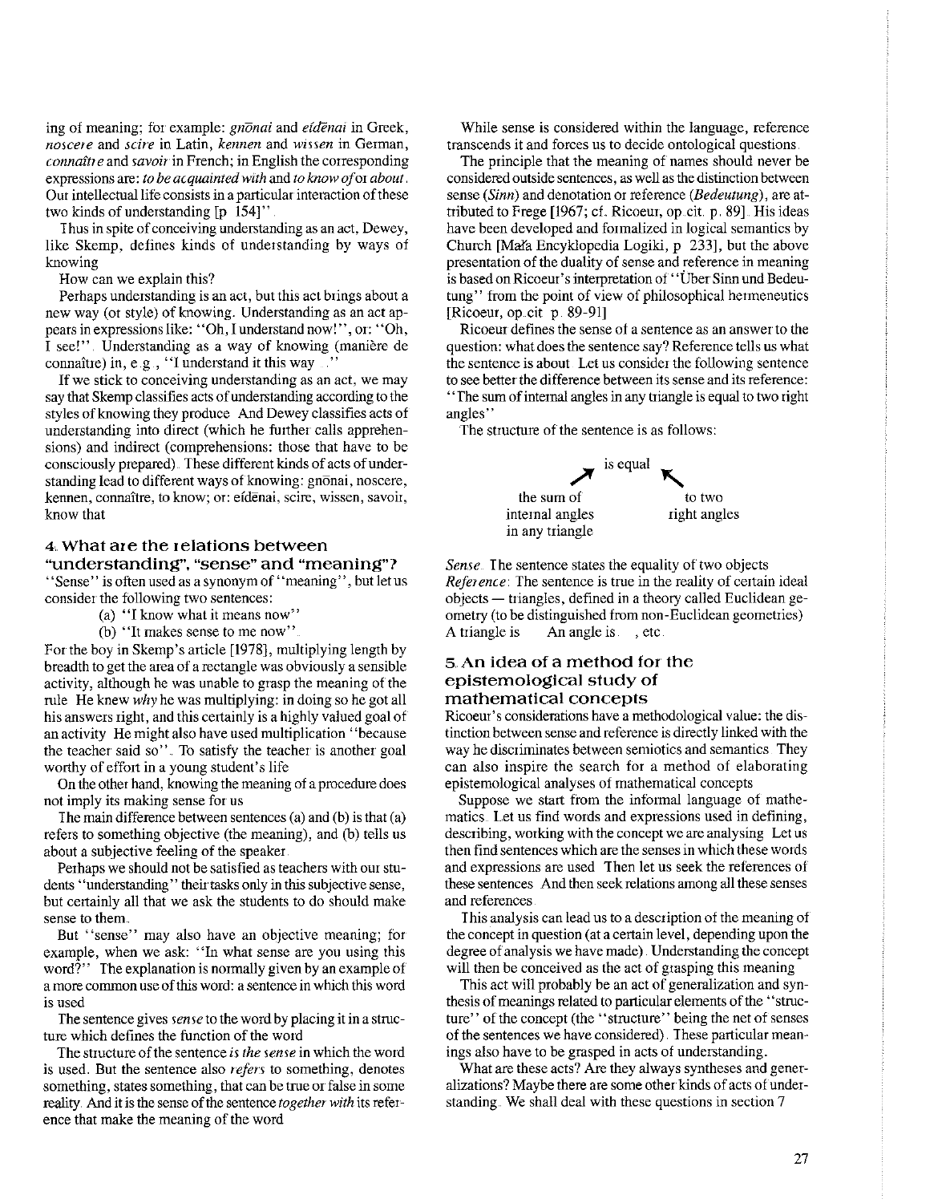ing of meaning; for example: *gnōnai* and *eídēnai* in Greek, *noscere* and *scire* in Latin, *kennen* and *wissen* in German, *connaître* and *savoir* in French; in English the corresponding expressions are: *to be acquainted with* and *to know of* or *about*. Our intellectual life consists in a particular interaction of these two kinds of understanding [p 154]".

Thus in spite of conceiving understanding as an act, Dewey, like Skemp, defines kinds of understanding by ways of knowing

How can we explain this?

Perhaps understanding is an act, but this act brings about a new way (or style) of knowing. Understanding as an act appears in expressions like: "Oh, I understand now!", or: "Oh, I see!". Understanding as a way of knowing (manière de connaître) in, e.g., "I understand it this way ..."

If we stick to conceiving understanding as an act, we may say that Skemp classifies acts of understanding according to the styles of knowing they produce And Dewey classifies acts of understanding into direct (which he further calls apprehensions) and indirect (comprehensions: those that have to be consciously prepared). These different kinds of acts of understanding lead to different ways of knowing: gnōnai, noscere, kennen, connaître, to know; or: eídēnai, scire, wissen, savoir, know that

## 4. What are the relations between "understanding", "sense" and "meaning"?

"Sense" is often used as a synonym of "meaning", but let us consider the following two sentences:

(a) "I know what it means now"

(b) "It makes sense to me now".

For the boy in Skemp's article [1978], multiplying length by breadth to get the area of a rectangle was obviously a sensible activity, although he was unable to grasp the meaning of the rule He knew *why* he was multiplying: in doing so he got all his answers right, and this certainly is a highly valued goal of an activity He might also have used multiplication "because the teacher said so". To satisfy the teacher is another goal worthy of effort in a young student's life

On the other hand, knowing the meaning of a procedure does not imply its making sense for us

The main difference between sentences (a) and (b) is that (a) refers to something objective (the meaning), and (b) tells us about a subjective feeling of the speaker.

Perhaps we should not be satisfied as teachers with our students "understanding" their tasks only in this subjective sense, but certainly all that we ask the students to do should make sense to them.

But "sense" may also have an objective meaning; for example, when we ask: "In what sense are you using this word?" The explanation is normally given by an example of a more common use of this word: a sentence in which this word is used

The sentence gives *sense* to the word by placing it in a structure which defines the function of the word

The structure of the sentence *is the sense* in which the word is used. But the sentence also *refers* to something, denotes something, states something, that can be true or false in some reality And it is the sense of the sentence *together with* its reference that make the meaning of the word

While sense is considered within the language, reference transcends it and forces us to decide ontological questions.

The principle that the meaning of names should never be considered outside sentences, as well as the distinction between sense (*Sinn*) and denotation or reference (*Bedeutung*), are attributed to Frege [1967; cf. Ricoeur, op.cit. p. 89]. His ideas have been developed and formalized in logical semantics by Church [Mała Encyklopedia Logiki, p 233], but the above presentation of the duality of sense and reference in meaning is based on Ricoeur's interpretation of "Über Sinn und Bedeutung" from the point of view of philosophical hermeneutics [Ricoeur, op.cit p. 89-91]

Ricoeur defines the sense of a sentence as an answer to the question: what does the sentence say? Reference tells us what the sentence is about Let us consider the following sentence to see better the difference between its sense and its reference: "The sum of internal angles in any triangle is equal to two right angles"

The structure of the sentence is as follows:

```
                 is equal
               ↗          ↖
   the sum of                 to two
   internal angles            right angles
   in any triangle
```

*Sense*. The sentence states the equality of two objects

*Reference*: The sentence is true in the reality of certain ideal objects — triangles, defined in a theory called Euclidean geometry (to be distinguished from non-Euclidean geometries) A triangle is ... An angle is ..., etc.

## 5. An idea of a method for the epistemological study of mathematical concepts

Ricoeur's considerations have a methodological value: the distinction between sense and reference is directly linked with the way he discriminates between semiotics and semantics They can also inspire the search for a method of elaborating epistemological analyses of mathematical concepts

Suppose we start from the informal language of mathematics. Let us find words and expressions used in defining, describing, working with the concept we are analysing Let us then find sentences which are the senses in which these words and expressions are used Then let us seek the references of these sentences And then seek relations among all these senses and references

This analysis can lead us to a description of the meaning of the concept in question (at a certain level, depending upon the degree of analysis we have made). Understanding the concept will then be conceived as the act of grasping this meaning

This act will probably be an act of generalization and synthesis of meanings related to particular elements of the "structure" of the concept (the "structure" being the net of senses of the sentences we have considered). These particular meanings also have to be grasped in acts of understanding.

What are these acts? Are they always syntheses and generalizations? Maybe there are some other kinds of acts of understanding. We shall deal with these questions in section 7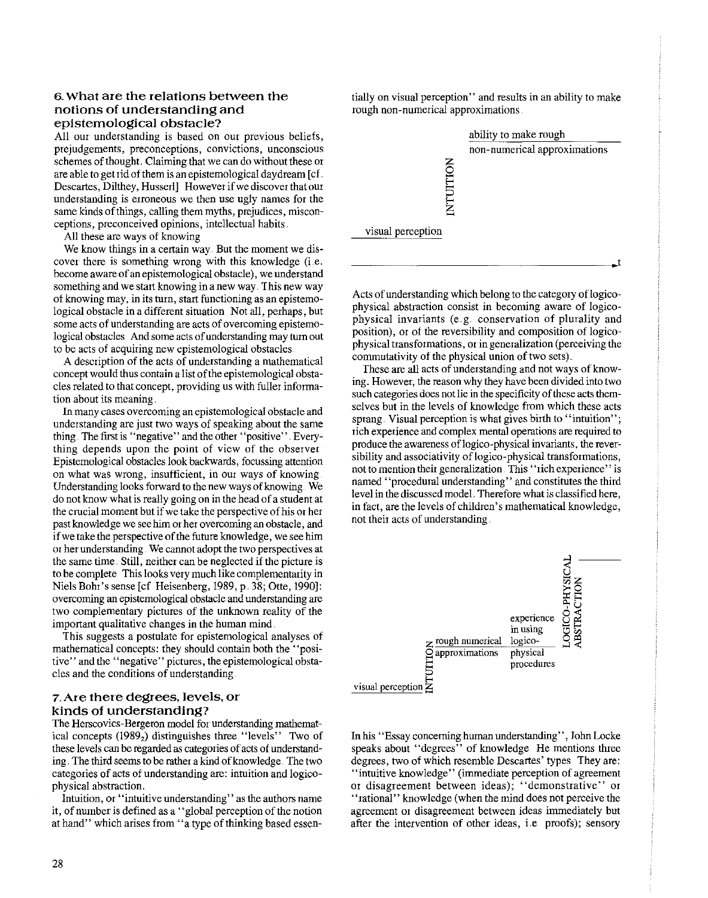## 6. What are the relations between the notions of understanding and epistemological obstacle?

All our understanding is based on our previous beliefs, prejudgements, preconceptions, convictions, unconscious schemes of thought. Claiming that we can do without these or are able to get rid of them is an epistemological daydream [cf. Descartes, Dilthey, Husserl]. However if we discover that our understanding is erroneous we then use ugly names for the same kinds of things, calling them myths, prejudices, misconceptions, preconceived opinions, intellectual habits.

All these are ways of knowing.

We know things in a certain way. But the moment we discover there is something wrong with this knowledge (i.e. become aware of an epistemological obstacle), we understand something and we start knowing in a new way. This new way of knowing may, in its turn, start functioning as an epistemological obstacle in a different situation. Not all, perhaps, but some acts of understanding are acts of overcoming epistemological obstacles. And some acts of understanding may turn out to be acts of acquiring new epistemological obstacles.

A description of the acts of understanding a mathematical concept would thus contain a list of the epistemological obstacles related to that concept, providing us with fuller information about its meaning.

In many cases overcoming an epistemological obstacle and understanding are just two ways of speaking about the same thing. The first is "negative" and the other "positive". Everything depends upon the point of view of the observer. Epistemological obstacles look backwards, focussing attention on what was wrong, insufficient, in our ways of knowing. Understanding looks forward to the new ways of knowing. We do not know what is really going on in the head of a student at the crucial moment but if we take the perspective of his or her past knowledge we see him or her overcoming an obstacle, and if we take the perspective of the future knowledge, we see him or her understanding. We cannot adopt the two perspectives at the same time. Still, neither can be neglected if the picture is to be complete. This looks very much like complementarity in Niels Bohr's sense [cf. Heisenberg, 1989, p. 38; Otte, 1990]: overcoming an epistemological obstacle and understanding are two complementary pictures of the unknown reality of the important qualitative changes in the human mind.

This suggests a postulate for epistemological analyses of mathematical concepts: they should contain both the "positive" and the "negative" pictures, the epistemological obstacles and the conditions of understanding.

## 7. Are there degrees, levels, or kinds of understanding?

The Herscovics-Bergeron model for understanding mathematical concepts ($1989_2$) distinguishes three "levels". Two of these levels can be regarded as categories of acts of understanding. The third seems to be rather a kind of knowledge. The two categories of acts of understanding are: intuition and logico-physical abstraction.

Intuition, or "intuitive understanding" as the authors name it, of number is defined as a "global perception of the notion at hand" which arises from "a type of thinking based essentially on visual perception" and results in an ability to make rough non-numerical approximations.

visual perception — INTUITION — ability to make rough non-numerical approximations — t

Acts of understanding which belong to the category of logico-physical abstraction consist in becoming aware of logico-physical invariants (e.g. conservation of plurality and position), or of the reversibility and composition of logico-physical transformations, or in generalization (perceiving the commutativity of the physical union of two sets).

These are all acts of understanding and not ways of knowing. However, the reason why they have been divided into two such categories does not lie in the specificity of these acts themselves but in the levels of knowledge from which these acts sprang. Visual perception is what gives birth to "intuition"; rich experience and complex mental operations are required to produce the awareness of logico-physical invariants, the reversibility and associativity of logico-physical transformations, not to mention their generalization. This "rich experience" is named "procedural understanding" and constitutes the third level in the discussed model. Therefore what is classified here, in fact, are the levels of children's mathematical knowledge, not their acts of understanding.

visual perception — INTUITION — rough numerical approximations — experience in using logico-physical procedures — LOGICO-PHYSICAL ABSTRACTION

In his "Essay concerning human understanding", John Locke speaks about "degrees" of knowledge. He mentions three degrees, two of which resemble Descartes' types. They are: "intuitive knowledge" (immediate perception of agreement or disagreement between ideas); "demonstrative" or "rational" knowledge (when the mind does not perceive the agreement or disagreement between ideas immediately but after the intervention of other ideas, i.e. proofs); sensory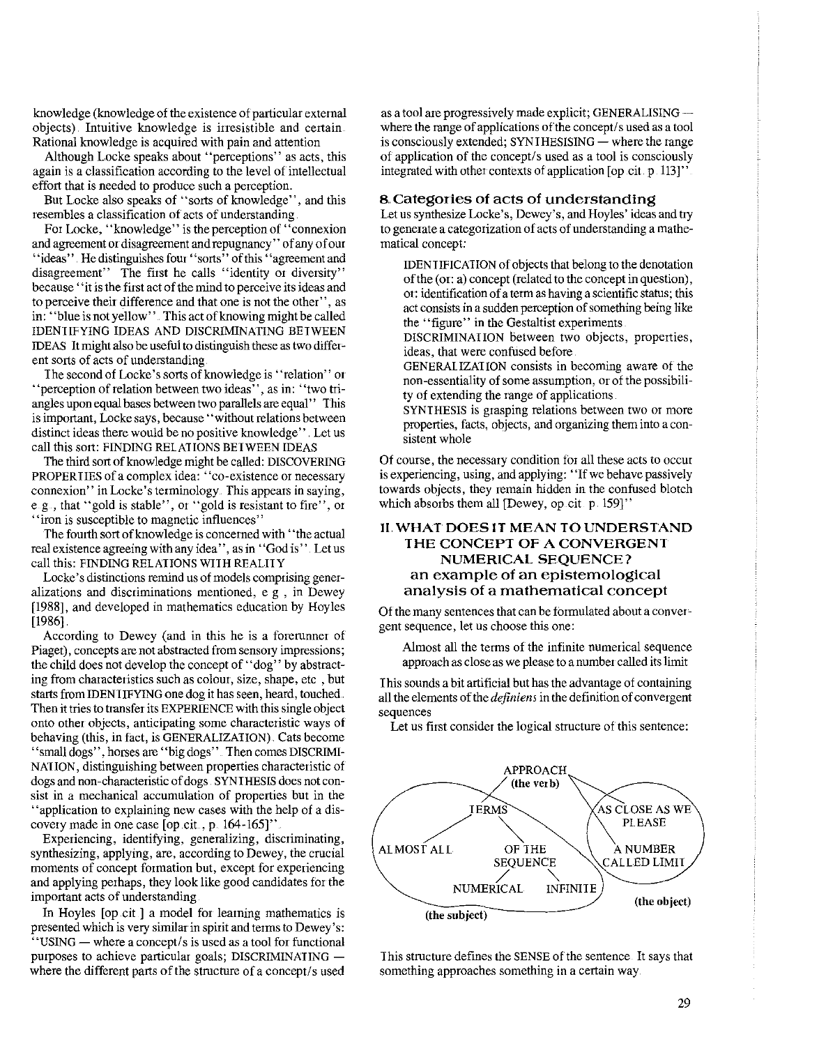knowledge (knowledge of the existence of particular external objects). Intuitive knowledge is irresistible and certain. Rational knowledge is acquired with pain and attention.

Although Locke speaks about "perceptions" as acts, this again is a classification according to the level of intellectual effort that is needed to produce such a perception.

But Locke also speaks of "sorts of knowledge", and this resembles a classification of acts of understanding.

For Locke, "knowledge" is the perception of "connexion and agreement or disagreement and repugnancy" of any of our "ideas". He distinguishes four "sorts" of this "agreement and disagreement". The first he calls "identity or diversity" because "it is the first act of the mind to perceive its ideas and to perceive their difference and that one is not the other", as in: "blue is not yellow". This act of knowing might be called IDENTIFYING IDEAS AND DISCRIMINATING BETWEEN IDEAS. It might also be useful to distinguish these as two different sorts of acts of understanding.

The second of Locke's sorts of knowledge is "relation" or "perception of relation between two ideas", as in: "two triangles upon equal bases between two parallels are equal". This is important, Locke says, because "without relations between distinct ideas there would be no positive knowledge". Let us call this sort: FINDING RELATIONS BETWEEN IDEAS.

The third sort of knowledge might be called: DISCOVERING PROPERTIES of a complex idea: "co-existence or necessary connexion" in Locke's terminology. This appears in saying, e.g., that "gold is stable", or "gold is resistant to fire", or "iron is susceptible to magnetic influences".

The fourth sort of knowledge is concerned with "the actual real existence agreeing with any idea", as in "God is". Let us call this: FINDING RELATIONS WITH REALITY.

Locke's distinctions remind us of models comprising generalizations and discriminations mentioned, e.g., in Dewey [1988], and developed in mathematics education by Hoyles [1986].

According to Dewey (and in this he is a forerunner of Piaget), concepts are not abstracted from sensory impressions; the child does not develop the concept of "dog" by abstracting from characteristics such as colour, size, shape, etc., but starts from IDENTIFYING one dog it has seen, heard, touched. Then it tries to transfer its EXPERIENCE with this single object onto other objects, anticipating some characteristic ways of behaving (this, in fact, is GENERALIZATION). Cats become "small dogs", horses are "big dogs". Then comes DISCRIMINATION, distinguishing between properties characteristic of dogs and non-characteristic of dogs. SYNTHESIS does not consist in a mechanical accumulation of properties but in the "application to explaining new cases with the help of a discovery made in one case [op.cit., p. 164-165]".

Experiencing, identifying, generalizing, discriminating, synthesizing, applying, are, according to Dewey, the crucial moments of concept formation but, except for experiencing and applying perhaps, they look like good candidates for the important acts of understanding.

In Hoyles [op.cit.] a model for learning mathematics is presented which is very similar in spirit and terms to Dewey's: "USING — where a concept/s is used as a tool for functional purposes to achieve particular goals; DISCRIMINATING — where the different parts of the structure of a concept/s used as a tool are progressively made explicit; GENERALISING — where the range of applications of the concept/s used as a tool is consciously extended; SYNTHESISING — where the range of application of the concept/s used as a tool is consciously integrated with other contexts of application [op.cit. p. 113]".

## 8. Categories of acts of understanding

Let us synthesize Locke's, Dewey's, and Hoyles' ideas and try to generate a categorization of acts of understanding a mathematical concept:

> IDENTIFICATION of objects that belong to the denotation of the (or: a) concept (related to the concept in question), or: identification of a term as having a scientific status; this act consists in a sudden perception of something being like the "figure" in the Gestaltist experiments.
>
> DISCRIMINATION between two objects, properties, ideas, that were confused before.
>
> GENERALIZATION consists in becoming aware of the non-essentiality of some assumption, or of the possibility of extending the range of applications.
>
> SYNTHESIS is grasping relations between two or more properties, facts, objects, and organizing them into a consistent whole.

Of course, the necessary condition for all these acts to occur is experiencing, using, and applying: "If we behave passively towards objects, they remain hidden in the confused blotch which absorbs them all [Dewey, op.cit. p. 159]".

# II. WHAT DOES IT MEAN TO UNDERSTAND THE CONCEPT OF A CONVERGENT NUMERICAL SEQUENCE?
## an example of an epistemological analysis of a mathematical concept

Of the many sentences that can be formulated about a convergent sequence, let us choose this one:

> Almost all the terms of the infinite numerical sequence approach as close as we please to a number called its limit.

This sounds a bit artificial but has the advantage of containing all the elements of the *definiens* in the definition of convergent sequences.

Let us first consider the logical structure of this sentence:

```
                         APPROACH
                         (the verb)
              /                          \
        TERMS                       AS CLOSE AS WE PLEASE
       /      \                              \
  ALMOST ALL   OF THE                   A NUMBER CALLED LIMIT
               SEQUENCE
              /        \
        NUMERICAL    INFINITE
     (the subject)                       (the object)
```

This structure defines the SENSE of the sentence. It says that something approaches something in a certain way.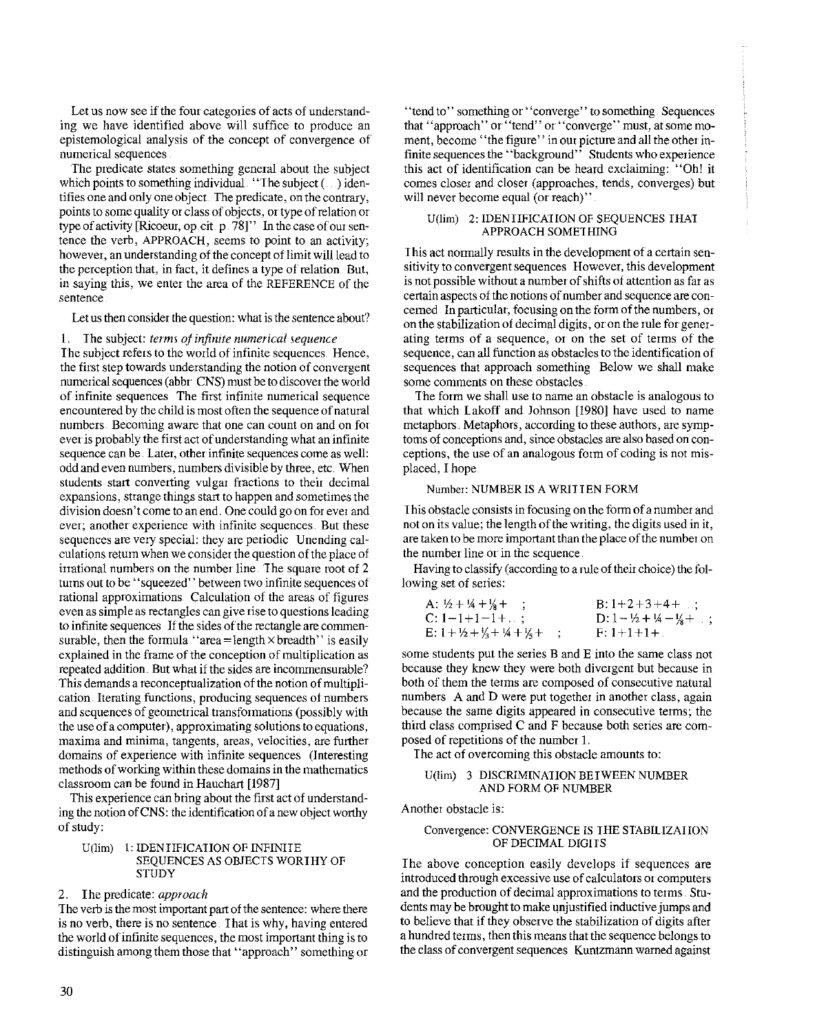Let us now see if the four categories of acts of understanding we have identified above will suffice to produce an epistemological analysis of the concept of convergence of numerical sequences.

The predicate states something general about the subject which points to something individual. "The subject (...) identifies one and only one object. The predicate, on the contrary, points to some quality or class of objects, or type of relation or type of activity [Ricoeur, op.cit. p. 78]" In the case of our sentence the verb, APPROACH, seems to point to an activity; however, an understanding of the concept of limit will lead to the perception that, in fact, it defines a type of relation. But, in saying this, we enter the area of the REFERENCE of the sentence.

Let us then consider the question: what is the sentence about?

1. The subject: *terms of infinite numerical sequence*

The subject refers to the world of infinite sequences. Hence, the first step towards understanding the notion of convergent numerical sequences (abbr. CNS) must be to discover the world of infinite sequences. The first infinite numerical sequence encountered by the child is most often the sequence of natural numbers. Becoming aware that one can count on and on for ever is probably the first act of understanding what an infinite sequence can be. Later, other infinite sequences come as well: odd and even numbers, numbers divisible by three, etc. When students start converting vulgar fractions to their decimal expansions, strange things start to happen and sometimes the division doesn't come to an end. One could go on for ever and ever; another experience with infinite sequences. But these sequences are very special: they are periodic. Unending calculations return when we consider the question of the place of irrational numbers on the number line. The square root of 2 turns out to be "squeezed" between two infinite sequences of rational approximations. Calculation of the areas of figures even as simple as rectangles can give rise to questions leading to infinite sequences. If the sides of the rectangle are commensurable, then the formula "area = length × breadth" is easily explained in the frame of the conception of multiplication as repeated addition. But what if the sides are incommensurable? This demands a reconceptualization of the notion of multiplication. Iterating functions, producing sequences of numbers and sequences of geometrical transformations (possibly with the use of a computer), approximating solutions to equations, maxima and minima, tangents, areas, velocities, are further domains of experience with infinite sequences. (Interesting methods of working within these domains in the mathematics classroom can be found in Hauchart [1987]

This experience can bring about the first act of understanding the notion of CNS: the identification of a new object worthy of study:

> U(lim) 1: IDENTIFICATION OF INFINITE SEQUENCES AS OBJECTS WORTHY OF STUDY

2. The predicate: *approach*

The verb is the most important part of the sentence: where there is no verb, there is no sentence. That is why, having entered the world of infinite sequences, the most important thing is to distinguish among them those that "approach" something or "tend to" something or "converge" to something. Sequences that "approach" or "tend" or "converge" must, at some moment, become "the figure" in our picture and all the other infinite sequences the "background". Students who experience this act of identification can be heard exclaiming: "Oh! it comes closer and closer (approaches, tends, converges) but will never become equal (or reach)".

> U(lim) 2: IDENTIFICATION OF SEQUENCES THAT APPROACH SOMETHING

This act normally results in the development of a certain sensitivity to convergent sequences. However, this development is not possible without a number of shifts of attention as far as certain aspects of the notions of number and sequence are concerned. In particular, focusing on the form of the numbers, or on the stabilization of decimal digits, or on the rule for generating terms of a sequence, or on the set of terms of the sequence, can all function as obstacles to the identification of sequences that approach something. Below we shall make some comments on these obstacles.

The form we shall use to name an obstacle is analogous to that which Lakoff and Johnson [1980] have used to name metaphors. Metaphors, according to these authors, are symptoms of conceptions and, since obstacles are also based on conceptions, the use of an analogous form of coding is not misplaced, I hope.

> Number: NUMBER IS A WRITTEN FORM

This obstacle consists in focusing on the form of a number and not on its value; the length of the writing, the digits used in it, are taken to be more important than the place of the number on the number line or in the sequence.

Having to classify (according to a rule of their choice) the following set of series:

A: $\frac{1}{2} + \frac{1}{4} + \frac{1}{8} + \ldots$; B: $1 + 2 + 3 + 4 + \ldots$;
C: $1 - 1 + 1 - 1 + \ldots$; D: $1 - \frac{1}{2} + \frac{1}{4} - \frac{1}{8} + \ldots$;
E: $1 + \frac{1}{2} + \frac{1}{3} + \frac{1}{4} + \frac{1}{5} + \ldots$; F: $1 + 1 + 1 + \ldots$

some students put the series B and E into the same class not because they knew they were both divergent but because in both of them the terms are composed of consecutive natural numbers. A and D were put together in another class, again because the same digits appeared in consecutive terms; the third class comprised C and F because both series are composed of repetitions of the number 1.

The act of overcoming this obstacle amounts to:

> U(lim) 3: DISCRIMINATION BETWEEN NUMBER AND FORM OF NUMBER

Another obstacle is:

> Convergence: CONVERGENCE IS THE STABILIZATION OF DECIMAL DIGITS

The above conception easily develops if sequences are introduced through excessive use of calculators or computers and the production of decimal approximations to terms. Students may be brought to make unjustified inductive jumps and to believe that if they observe the stabilization of digits after a hundred terms, then this means that the sequence belongs to the class of convergent sequences. Kuntzmann warned against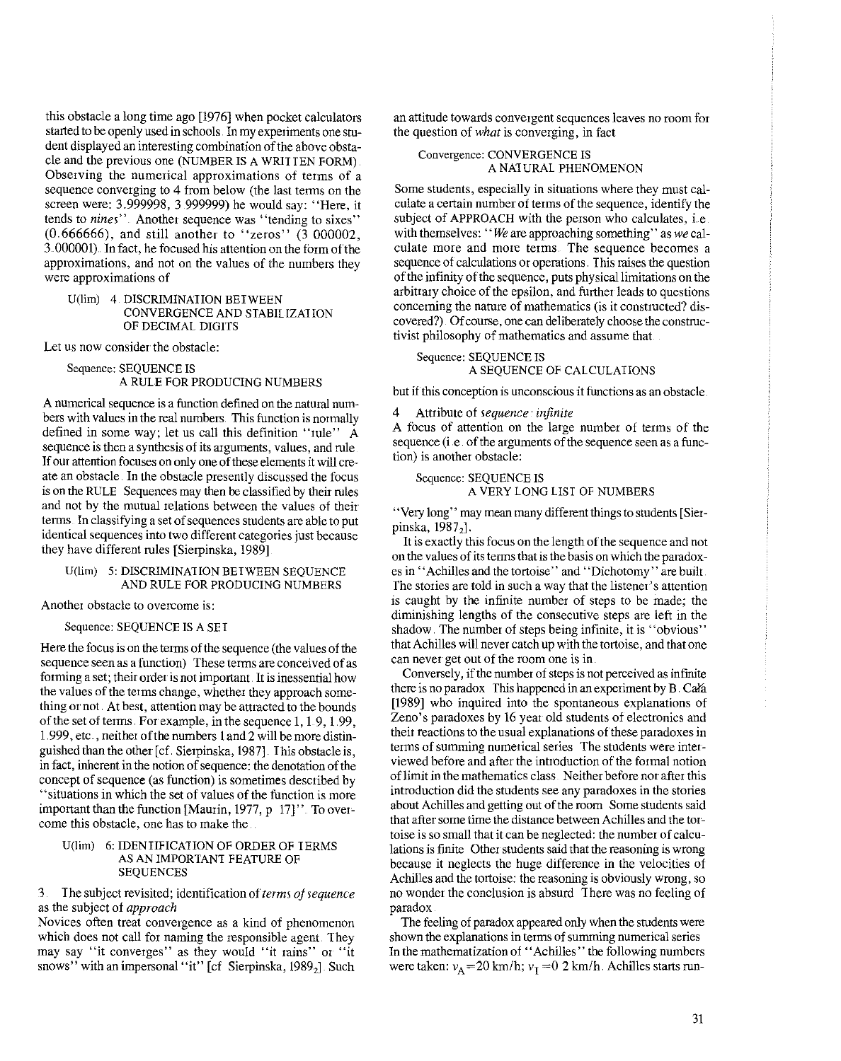this obstacle a long time ago [1976] when pocket calculators started to be openly used in schools. In my experiments one student displayed an interesting combination of the above obstacle and the previous one (NUMBER IS A WRITTEN FORM). Observing the numerical approximations of terms of a sequence converging to 4 from below (the last terms on the screen were: 3.999998, 3.999999) he would say: "Here, it tends to *nines*". Another sequence was "tending to sixes" (0.666666), and still another to "zeros" (3.000002, 3.000001). In fact, he focused his attention on the form of the approximations, and not on the values of the numbers they were approximations of

> U(lim) 4. DISCRIMINATION BETWEEN CONVERGENCE AND STABILIZATION OF DECIMAL DIGITS

Let us now consider the obstacle:

> Sequence: SEQUENCE IS A RULE FOR PRODUCING NUMBERS

A numerical sequence is a function defined on the natural numbers with values in the real numbers. This function is normally defined in some way; let us call this definition "rule". A sequence is then a synthesis of its arguments, values, and rule. If our attention focuses on only one of these elements it will create an obstacle. In the obstacle presently discussed the focus is on the RULE. Sequences may then be classified by their rules and not by the mutual relations between the values of their terms. In classifying a set of sequences students are able to put identical sequences into two different categories just because they have different rules [Sierpinska, 1989]

> U(lim) 5: DISCRIMINATION BETWEEN SEQUENCE AND RULE FOR PRODUCING NUMBERS

Another obstacle to overcome is:

> Sequence: SEQUENCE IS A SET

Here the focus is on the terms of the sequence (the values of the sequence seen as a function). These terms are conceived of as forming a set; their order is not important. It is inessential how the values of the terms change, whether they approach something or not. At best, attention may be attracted to the bounds of the set of terms. For example, in the sequence 1, 1.9, 1.99, 1.999, etc., neither of the numbers 1 and 2 will be more distinguished than the other [cf. Sierpinska, 1987]. This obstacle is, in fact, inherent in the notion of sequence: the denotation of the concept of sequence (as function) is sometimes described by "situations in which the set of values of the function is more important than the function [Maurin, 1977, p. 17]". To overcome this obstacle, one has to make the ...

> U(lim) 6: IDENTIFICATION OF ORDER OF TERMS AS AN IMPORTANT FEATURE OF SEQUENCES

### 3. The subject revisited; identification of *terms of sequence* as the subject of *approach*

Novices often treat convergence as a kind of phenomenon which does not call for naming the responsible agent. They may say "it converges" as they would "it rains" or "it snows" with an impersonal "it" [cf. Sierpinska, $1989_2$]. Such an attitude towards convergent sequences leaves no room for the question of *what* is converging, in fact

> Convergence: CONVERGENCE IS A NATURAL PHENOMENON

Some students, especially in situations where they must calculate a certain number of terms of the sequence, identify the subject of APPROACH with the person who calculates, i.e. with themselves: "*We* are approaching something" as *we* calculate more and more terms. The sequence becomes a sequence of calculations or operations. This raises the question of the infinity of the sequence, puts physical limitations on the arbitrary choice of the epsilon, and further leads to questions concerning the nature of mathematics (is it constructed? discovered?). Of course, one can deliberately choose the constructivist philosophy of mathematics and assume that

> Sequence: SEQUENCE IS A SEQUENCE OF CALCULATIONS

but if this conception is unconscious it functions as an obstacle.

### 4. Attribute of *sequence: infinite*

A focus of attention on the large number of terms of the sequence (i.e. of the arguments of the sequence seen as a function) is another obstacle:

> Sequence: SEQUENCE IS A VERY LONG LIST OF NUMBERS

"Very long" may mean many different things to students [Sierpinska, $1987_2$].

It is exactly this focus on the length of the sequence and not on the values of its terms that is the basis on which the paradoxes in "Achilles and the tortoise" and "Dichotomy" are built. The stories are told in such a way that the listener's attention is caught by the infinite number of steps to be made; the diminishing lengths of the consecutive steps are left in the shadow. The number of steps being infinite, it is "obvious" that Achilles will never catch up with the tortoise, and that one can never get out of the room one is in.

Conversely, if the number of steps is not perceived as infinite there is no paradox. This happened in an experiment by B. Caňa [1989] who inquired into the spontaneous explanations of Zeno's paradoxes by 16 year old students of electronics and their reactions to the usual explanations of these paradoxes in terms of summing numerical series. The students were interviewed before and after the introduction of the formal notion of limit in the mathematics class. Neither before nor after this introduction did the students see any paradoxes in the stories about Achilles and getting out of the room. Some students said that after some time the distance between Achilles and the tortoise is so small that it can be neglected: the number of calculations is finite. Other students said that the reasoning is wrong because it neglects the huge difference in the velocities of Achilles and the tortoise: the reasoning is obviously wrong, so no wonder the conclusion is absurd. There was no feeling of paradox.

The feeling of paradox appeared only when the students were shown the explanations in terms of summing numerical series. In the mathematization of "Achilles" the following numbers were taken: $v_A = 20$ km/h; $v_T = 0.2$ km/h. Achilles starts run-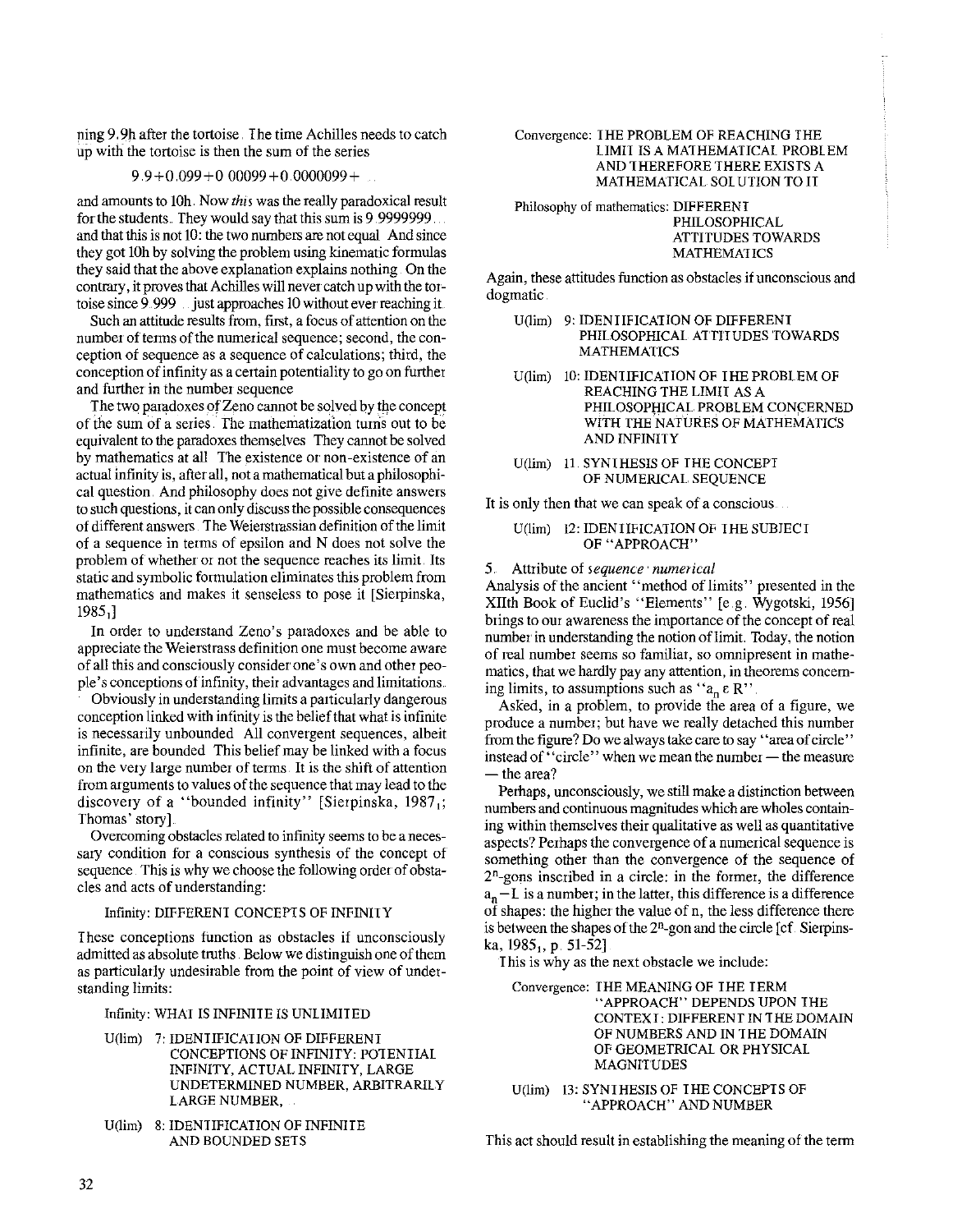ning 9.9h after the tortoise. The time Achilles needs to catch up with the tortoise is then the sum of the series

$$9.9+0.099+0.00099+0.0000099+\ldots$$

and amounts to 10h. Now *this* was the really paradoxical result for the students. They would say that this sum is 9.9999999... and that this is not 10: the two numbers are not equal. And since they got 10h by solving the problem using kinematic formulas they said that the above explanation explains nothing. On the contrary, it proves that Achilles will never catch up with the tortoise since 9.999... just approaches 10 without ever reaching it.

Such an attitude results from, first, a focus of attention on the number of terms of the numerical sequence; second, the conception of sequence as a sequence of calculations; third, the conception of infinity as a certain potentiality to go on further and further in the number sequence.

The two paradoxes of Zeno cannot be solved by the concept of the sum of a series. The mathematization turns out to be equivalent to the paradoxes themselves. They cannot be solved by mathematics at all. The existence or non-existence of an actual infinity is, after all, not a mathematical but a philosophical question. And philosophy does not give definite answers to such questions, it can only discuss the possible consequences of different answers. The Weierstrassian definition of the limit of a sequence in terms of epsilon and N does not solve the problem of whether or not the sequence reaches its limit. Its static and symbolic formulation eliminates this problem from mathematics and makes it senseless to pose it [Sierpinska, 1985[1]]

In order to understand Zeno's paradoxes and be able to appreciate the Weierstrass definition one must become aware of all this and consciously consider one's own and other people's conceptions of infinity, their advantages and limitations.

Obviously in understanding limits a particularly dangerous conception linked with infinity is the belief that what is infinite is necessarily unbounded. All convergent sequences, albeit infinite, are bounded. This belief may be linked with a focus on the very large number of terms. It is the shift of attention from arguments to values of the sequence that may lead to the discovery of a "bounded infinity" [Sierpinska, 1987[1]; Thomas' story].

Overcoming obstacles related to infinity seems to be a necessary condition for a conscious synthesis of the concept of sequence. This is why we choose the following order of obstacles and acts of understanding:

Infinity: DIFFERENT CONCEPTS OF INFINITY

These conceptions function as obstacles if unconsciously admitted as absolute truths. Below we distinguish one of them as particularly undesirable from the point of view of understanding limits:

Infinity: WHAT IS INFINITE IS UNLIMITED

U(lim) 7: IDENTIFICATION OF DIFFERENT CONCEPTIONS OF INFINITY: POTENTIAL INFINITY, ACTUAL INFINITY, LARGE UNDETERMINED NUMBER, ARBITRARILY LARGE NUMBER, ...

U(lim) 8: IDENTIFICATION OF INFINITE AND BOUNDED SETS

Convergence: THE PROBLEM OF REACHING THE LIMIT IS A MATHEMATICAL PROBLEM AND THEREFORE THERE EXISTS A MATHEMATICAL SOLUTION TO IT

Philosophy of mathematics: DIFFERENT PHILOSOPHICAL ATTITUDES TOWARDS MATHEMATICS

Again, these attitudes function as obstacles if unconscious and dogmatic.

U(lim) 9: IDENTIFICATION OF DIFFERENT PHILOSOPHICAL ATTITUDES TOWARDS MATHEMATICS

U(lim) 10: IDENTIFICATION OF THE PROBLEM OF REACHING THE LIMIT AS A PHILOSOPHICAL PROBLEM CONCERNED WITH THE NATURES OF MATHEMATICS AND INFINITY

U(lim) 11: SYNTHESIS OF THE CONCEPT OF NUMERICAL SEQUENCE

It is only then that we can speak of a conscious...

U(lim) 12: IDENTIFICATION OF THE SUBJECT OF "APPROACH"

5. Attribute of *sequence: numerical*

Analysis of the ancient "method of limits" presented in the XIIth Book of Euclid's "Elements" [e.g. Wygotski, 1956] brings to our awareness the importance of the concept of real number in understanding the notion of limit. Today, the notion of real number seems so familiar, so omnipresent in mathematics, that we hardly pay any attention, in theorems concerning limits, to assumptions such as "$a_n \in R$".

Asked, in a problem, to provide the area of a figure, we produce a number; but have we really detached this number from the figure? Do we always take care to say "area of circle" instead of "circle" when we mean the number — the measure — the area?

Perhaps, unconsciously, we still make a distinction between numbers and continuous magnitudes which are wholes containing within themselves their qualitative as well as quantitative aspects? Perhaps the convergence of a numerical sequence is something other than the convergence of the sequence of $2^n$-gons inscribed in a circle: in the former, the difference $a_n - L$ is a number; in the latter, this difference is a difference of shapes: the higher the value of n, the less difference there is between the shapes of the $2^n$-gon and the circle [cf. Sierpinska, 1985[1], p. 51-52].

This is why as the next obstacle we include:

Convergence: THE MEANING OF THE TERM "APPROACH" DEPENDS UPON THE CONTEXT: DIFFERENT IN THE DOMAIN OF NUMBERS AND IN THE DOMAIN OF GEOMETRICAL OR PHYSICAL MAGNITUDES

U(lim) 13: SYNTHESIS OF THE CONCEPTS OF "APPROACH" AND NUMBER

This act should result in establishing the meaning of the term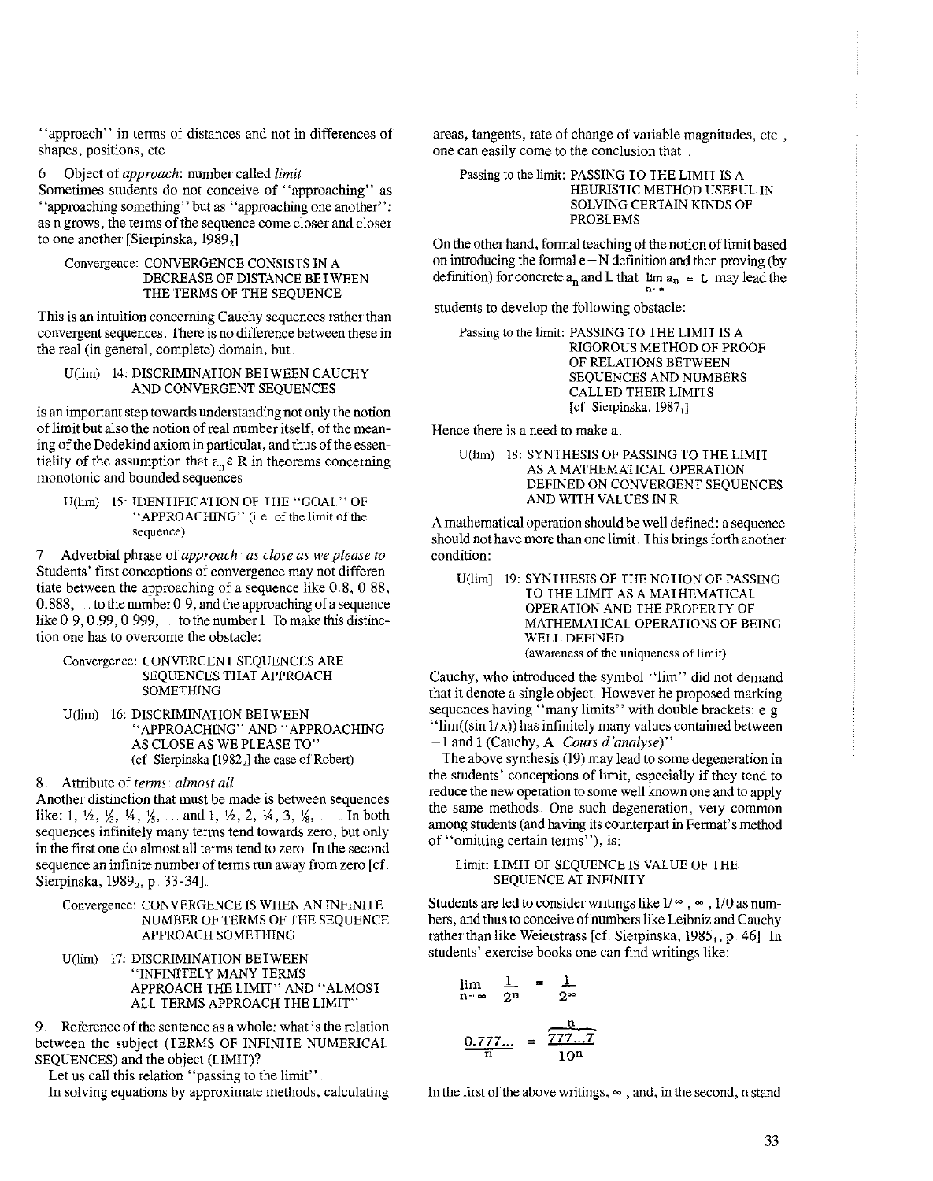"approach" in terms of distances and not in differences of shapes, positions, etc

6 Object of *approach*: number called *limit*

Sometimes students do not conceive of "approaching" as "approaching something" but as "approaching one another": as n grows, the terms of the sequence come closer and closer to one another [Sierpinska, $1989_2$]

> Convergence: CONVERGENCE CONSISTS IN A DECREASE OF DISTANCE BETWEEN THE TERMS OF THE SEQUENCE

This is an intuition concerning Cauchy sequences rather than convergent sequences. There is no difference between these in the real (in general, complete) domain, but

> U(lim) 14: DISCRIMINATION BETWEEN CAUCHY AND CONVERGENT SEQUENCES

is an important step towards understanding not only the notion of limit but also the notion of real number itself, of the meaning of the Dedekind axiom in particular, and thus of the essentiality of the assumption that $a_n \in R$ in theorems concerning monotonic and bounded sequences

> U(lim) 15: IDENTIFICATION OF THE "GOAL" OF "APPROACHING" (i.e of the limit of the sequence)

7. Adverbial phrase of *approach*: *as close as we please to*

Students' first conceptions of convergence may not differentiate between the approaching of a sequence like 0.8, 0.88, 0.888, ... to the number 0.9, and the approaching of a sequence like 0.9, 0.99, 0.999, ... to the number 1. To make this distinction one has to overcome the obstacle:

> Convergence: CONVERGENT SEQUENCES ARE SEQUENCES THAT APPROACH SOMETHING

> U(lim) 16: DISCRIMINATION BETWEEN "APPROACHING" AND "APPROACHING AS CLOSE AS WE PLEASE TO" (cf Sierpinska [$1982_2$] the case of Robert)

8. Attribute of *terms*: *almost all*

Another distinction that must be made is between sequences like: 1, ½, ⅓, ¼, ⅕, ... and 1, ½, 2, ¼, 3, ⅛, ... In both sequences infinitely many terms tend towards zero, but only in the first one do almost all terms tend to zero. In the second sequence an infinite number of terms run away from zero [cf. Sierpinska, $1989_2$, p. 33-34].

> Convergence: CONVERGENCE IS WHEN AN INFINITE NUMBER OF TERMS OF THE SEQUENCE APPROACH SOMETHING

> U(lim) 17: DISCRIMINATION BETWEEN "INFINITELY MANY TERMS APPROACH THE LIMIT" AND "ALMOST ALL TERMS APPROACH THE LIMIT"

9. Reference of the sentence as a whole: what is the relation between the subject (TERMS OF INFINITE NUMERICAL SEQUENCES) and the object (LIMIT)?

Let us call this relation "passing to the limit".

In solving equations by approximate methods, calculating areas, tangents, rate of change of variable magnitudes, etc., one can easily come to the conclusion that

> Passing to the limit: PASSING TO THE LIMIT IS A HEURISTIC METHOD USEFUL IN SOLVING CERTAIN KINDS OF PROBLEMS

On the other hand, formal teaching of the notion of limit based on introducing the formal $\varepsilon - N$ definition and then proving (by definition) for concrete $a_n$ and L that $\lim_{n \to \infty} a_n = L$ may lead the students to develop the following obstacle:

> Passing to the limit: PASSING TO THE LIMIT IS A RIGOROUS METHOD OF PROOF OF RELATIONS BETWEEN SEQUENCES AND NUMBERS CALLED THEIR LIMITS [cf Sierpinska, $1987_1$]

Hence there is a need to make a

> U(lim) 18: SYNTHESIS OF PASSING TO THE LIMIT AS A MATHEMATICAL OPERATION DEFINED ON CONVERGENT SEQUENCES AND WITH VALUES IN R

A mathematical operation should be well defined: a sequence should not have more than one limit. This brings forth another condition:

> U(lim) 19: SYNTHESIS OF THE NOTION OF PASSING TO THE LIMIT AS A MATHEMATICAL OPERATION AND THE PROPERTY OF MATHEMATICAL OPERATIONS OF BEING WELL DEFINED (awareness of the uniqueness of limit)

Cauchy, who introduced the symbol "lim" did not demand that it denote a single object. However he proposed marking sequences having "many limits" with double brackets: e.g. "lim((sin 1/x)) has infinitely many values contained between −1 and 1 (Cauchy, A. *Cours d'analyse*)"

The above synthesis (19) may lead to some degeneration in the students' conceptions of limit, especially if they tend to reduce the new operation to some well known one and to apply the same methods. One such degeneration, very common among students (and having its counterpart in Fermat's method of "omitting certain terms"), is:

> Limit: LIMIT OF SEQUENCE IS VALUE OF THE SEQUENCE AT INFINITY

Students are led to consider writings like $1/\infty$, $\infty$, $1/0$ as numbers, and thus to conceive of numbers like Leibniz and Cauchy rather than like Weierstrass [cf. Sierpinska, $1985_1$, p. 46]. In students' exercise books one can find writings like:

$$\lim_{n \to \infty} \frac{1}{2^n} = \frac{1}{2^\infty}$$

$$\frac{0.777...}{n} = \frac{\overbrace{777...7}^{n}}{10^n}$$

In the first of the above writings, $\infty$, and, in the second, n stand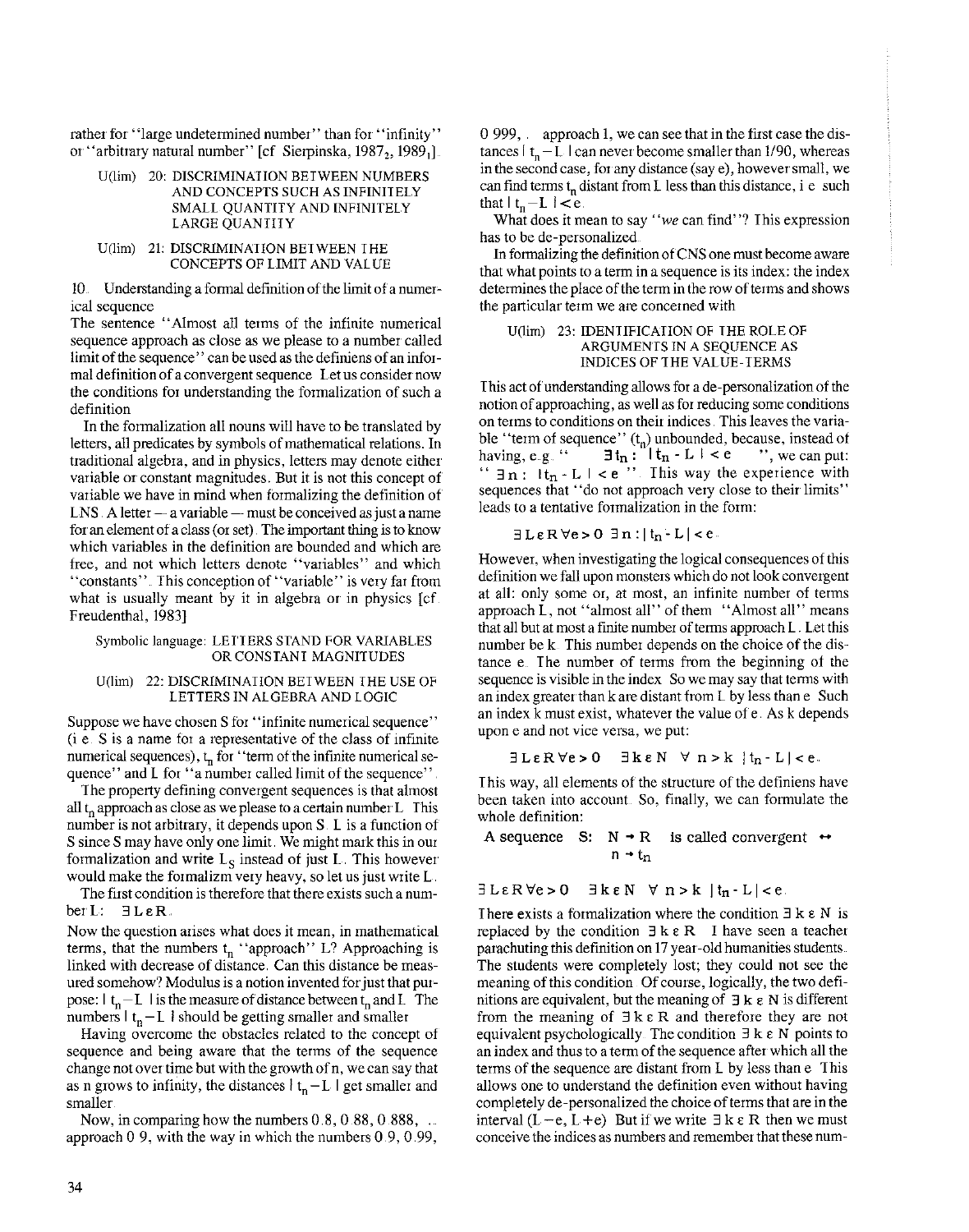rather for "large undetermined number" than for "infinity" or "arbitrary natural number" [cf. Sierpinska, 1987[2], 1989[1]].

> U(lim) 20: DISCRIMINATION BETWEEN NUMBERS AND CONCEPTS SUCH AS INFINITELY SMALL QUANTITY AND INFINITELY LARGE QUANTITY

> U(lim) 21: DISCRIMINATION BETWEEN THE CONCEPTS OF LIMIT AND VALUE

### 10. Understanding a formal definition of the limit of a numerical sequence

The sentence "Almost all terms of the infinite numerical sequence approach as close as we please to a number called limit of the sequence" can be used as the definiens of an informal definition of a convergent sequence. Let us consider now the conditions for understanding the formalization of such a definition.

In the formalization all nouns will have to be translated by letters, all predicates by symbols of mathematical relations. In traditional algebra, and in physics, letters may denote either variable or constant magnitudes. But it is not this concept of variable we have in mind when formalizing the definition of LNS. A letter — a variable — must be conceived as just a name for an element of a class (or set). The important thing is to know which variables in the definition are bounded and which are free, and not which letters denote "variables" and which "constants". This conception of "variable" is very far from what is usually meant by it in algebra or in physics [cf. Freudenthal, 1983].

> Symbolic language: LETTERS STAND FOR VARIABLES OR CONSTANT MAGNITUDES

> U(lim) 22: DISCRIMINATION BETWEEN THE USE OF LETTERS IN ALGEBRA AND LOGIC

Suppose we have chosen S for "infinite numerical sequence" (i.e. S is a name for a representative of the class of infinite numerical sequences), $t_n$ for "term of the infinite numerical sequence" and L for "a number called limit of the sequence".

The property defining convergent sequences is that almost all $t_n$ approach as close as we please to a certain number L. This number is not arbitrary, it depends upon S. L is a function of S since S may have only one limit. We might mark this in our formalization and write $L_S$ instead of just L. This however would make the formalizm very heavy, so let us just write L.

The first condition is therefore that there exists such a number L: $\exists L \in R$.

Now the question arises what does it mean, in mathematical terms, that the numbers $t_n$ "approach" L? Approaching is linked with decrease of distance. Can this distance be measured somehow? Modulus is a notion invented for just that purpose: $|t_n - L|$ is the measure of distance between $t_n$ and L. The numbers $|t_n - L|$ should be getting smaller and smaller.

Having overcome the obstacles related to the concept of sequence and being aware that the terms of the sequence change not over time but with the growth of n, we can say that as n grows to infinity, the distances $|t_n - L|$ get smaller and smaller.

Now, in comparing how the numbers 0.8, 0.88, 0.888, ... approach 0.9, with the way in which the numbers 0.9, 0.99, 0.999, ... approach 1, we can see that in the first case the distances $|t_n - L|$ can never become smaller than 1/90, whereas in the second case, for any distance (say e), however small, we can find terms $t_n$ distant from L less than this distance, i.e. such that $|t_n - L| < e$.

What does it mean to say "*we* can find"? This expression has to be de-personalized.

In formalizing the definition of CNS one must become aware that what points to a term in a sequence is its index: the index determines the place of the term in the row of terms and shows the particular term we are concerned with.

> U(lim) 23: IDENTIFICATION OF THE ROLE OF ARGUMENTS IN A SEQUENCE AS INDICES OF THE VALUE-TERMS

This act of understanding allows for a de-personalization of the notion of approaching, as well as for reducing some conditions on terms to conditions on their indices. This leaves the variable "term of sequence" ($t_n$) unbounded, because, instead of having, e.g. " $\exists t_n : |t_n - L| < e$ ", we can put: " $\exists n : |t_n - L| < e$ ". This way the experience with sequences that "do not approach very close to their limits" leads to a tentative formalization in the form:

$$\exists L \in R \; \forall e > 0 \; \exists n : |t_n - L| < e.$$

However, when investigating the logical consequences of this definition we fall upon monsters which do not look convergent at all: only some or, at most, an infinite number of terms approach L, not "almost all" of them. "Almost all" means that all but at most a finite number of terms approach L. Let this number be k. This number depends on the choice of the distance e. The number of terms from the beginning of the sequence is visible in the index. So we may say that terms with an index greater than k are distant from L by less than e. Such an index k must exist, whatever the value of e. As k depends upon e and not vice versa, we put:

$$\exists L \in R \; \forall e > 0 \quad \exists k \in N \quad \forall n > k \; |t_n - L| < e.$$

This way, all elements of the structure of the definiens have been taken into account. So, finally, we can formulate the whole definition:

A sequence $S: \; N \to R, \; n \to t_n$ is called convergent $\leftrightarrow$

$$\exists L \in R \; \forall e > 0 \quad \exists k \in N \quad \forall n > k \; |t_n - L| < e.$$

There exists a formalization where the condition $\exists k \in N$ is replaced by the condition $\exists k \in R$. I have seen a teacher parachuting this definition on 17 year-old humanities students. The students were completely lost; they could not see the meaning of this condition. Of course, logically, the two definitions are equivalent, but the meaning of $\exists k \in N$ is different from the meaning of $\exists k \in R$ and therefore they are not equivalent psychologically. The condition $\exists k \in N$ points to an index and thus to a term of the sequence after which all the terms of the sequence are distant from L by less than e. This allows one to understand the definition even without having completely de-personalized the choice of terms that are in the interval $(L - e, L + e)$. But if we write $\exists k \in R$ then we must conceive the indices as numbers and remember that these num-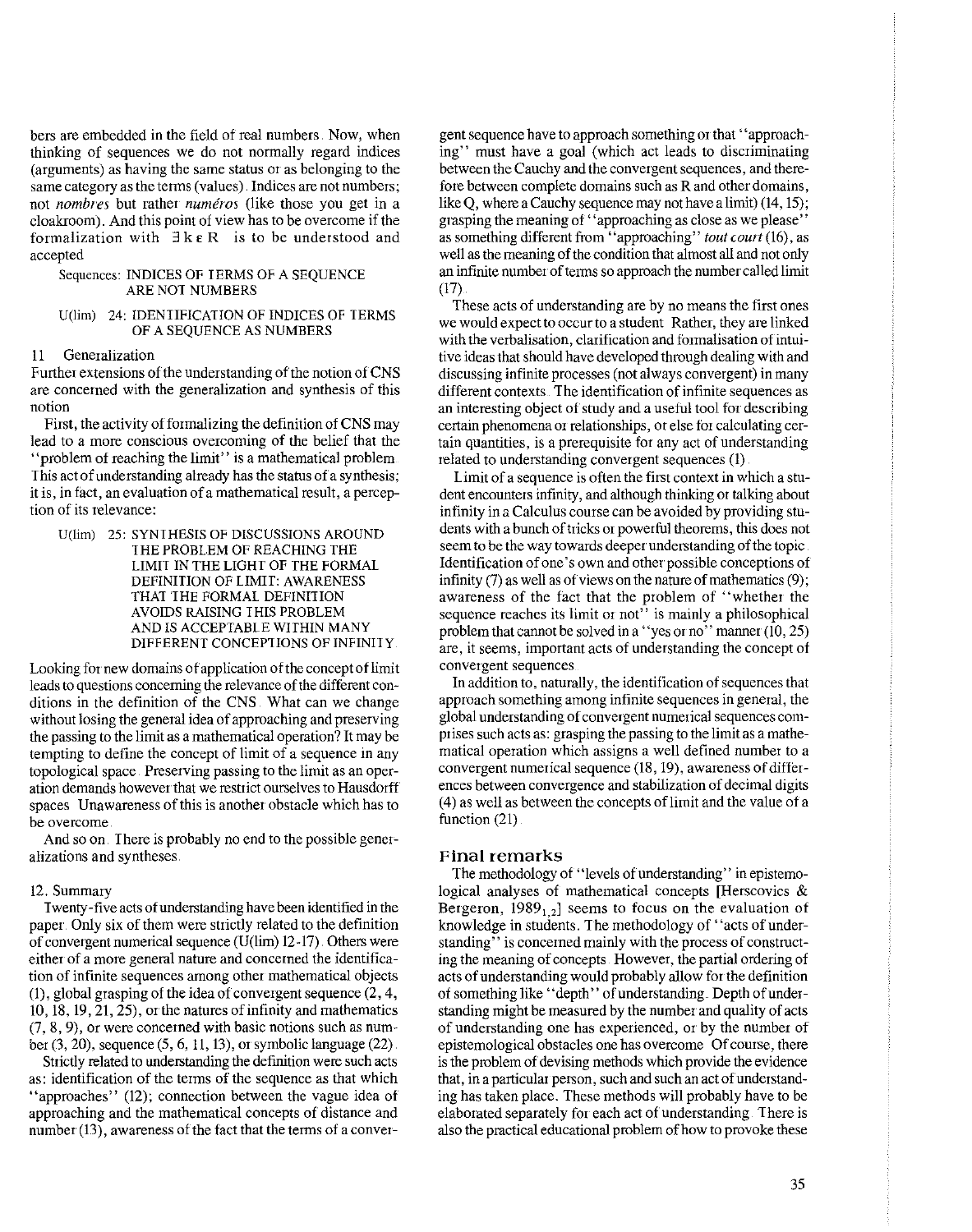bers are embedded in the field of real numbers. Now, when thinking of sequences we do not normally regard indices (arguments) as having the same status or as belonging to the same category as the terms (values). Indices are not numbers; not *nombres* but rather *numéros* (like those you get in a cloakroom). And this point of view has to be overcome if the formalization with $\exists k \in R$ is to be understood and accepted

Sequences: INDICES OF TERMS OF A SEQUENCE ARE NOT NUMBERS

U(lim) 24: IDENTIFICATION OF INDICES OF TERMS OF A SEQUENCE AS NUMBERS

### 11 Generalization

Further extensions of the understanding of the notion of CNS are concerned with the generalization and synthesis of this notion

First, the activity of formalizing the definition of CNS may lead to a more conscious overcoming of the belief that the "problem of reaching the limit" is a mathematical problem. This act of understanding already has the status of a synthesis; it is, in fact, an evaluation of a mathematical result, a perception of its relevance:

U(lim) 25: SYNTHESIS OF DISCUSSIONS AROUND THE PROBLEM OF REACHING THE LIMIT IN THE LIGHT OF THE FORMAL DEFINITION OF LIMIT: AWARENESS THAT THE FORMAL DEFINITION AVOIDS RAISING THIS PROBLEM AND IS ACCEPTABLE WITHIN MANY DIFFERENT CONCEPTIONS OF INFINITY

Looking for new domains of application of the concept of limit leads to questions concerning the relevance of the different conditions in the definition of the CNS. What can we change without losing the general idea of approaching and preserving the passing to the limit as a mathematical operation? It may be tempting to define the concept of limit of a sequence in any topological space. Preserving passing to the limit as an operation demands however that we restrict ourselves to Hausdorff spaces. Unawareness of this is another obstacle which has to be overcome.

And so on. There is probably no end to the possible generalizations and syntheses.

### 12. Summary

Twenty-five acts of understanding have been identified in the paper. Only six of them were strictly related to the definition of convergent numerical sequence (U(lim) 12-17). Others were either of a more general nature and concerned the identification of infinite sequences among other mathematical objects (1), global grasping of the idea of convergent sequence (2, 4, 10, 18, 19, 21, 25), or the natures of infinity and mathematics (7, 8, 9), or were concerned with basic notions such as number (3, 20), sequence (5, 6, 11, 13), or symbolic language (22).

Strictly related to understanding the definition were such acts as: identification of the terms of the sequence as that which "approaches" (12); connection between the vague idea of approaching and the mathematical concepts of distance and number (13), awareness of the fact that the terms of a convergent sequence have to approach something or that "approaching" must have a goal (which act leads to discriminating between the Cauchy and the convergent sequences, and therefore between complete domains such as R and other domains, like Q, where a Cauchy sequence may not have a limit) (14, 15); grasping the meaning of "approaching as close as we please" as something different from "approaching" *tout court* (16), as well as the meaning of the condition that almost all and not only an infinite number of terms so approach the number called limit (17).

These acts of understanding are by no means the first ones we would expect to occur to a student. Rather, they are linked with the verbalisation, clarification and formalisation of intuitive ideas that should have developed through dealing with and discussing infinite processes (not always convergent) in many different contexts. The identification of infinite sequences as an interesting object of study and a useful tool for describing certain phenomena or relationships, or else for calculating certain quantities, is a prerequisite for any act of understanding related to understanding convergent sequences (1).

Limit of a sequence is often the first context in which a student encounters infinity, and although thinking or talking about infinity in a Calculus course can be avoided by providing students with a bunch of tricks or powerful theorems, this does not seem to be the way towards deeper understanding of the topic. Identification of one's own and other possible conceptions of infinity (7) as well as of views on the nature of mathematics (9); awareness of the fact that the problem of "whether the sequence reaches its limit or not" is mainly a philosophical problem that cannot be solved in a "yes or no" manner (10, 25) are, it seems, important acts of understanding the concept of convergent sequences.

In addition to, naturally, the identification of sequences that approach something among infinite sequences in general, the global understanding of convergent numerical sequences comprises such acts as: grasping the passing to the limit as a mathematical operation which assigns a well defined number to a convergent numerical sequence (18, 19), awareness of differences between convergence and stabilization of decimal digits (4) as well as between the concepts of limit and the value of a function (21).

## Final remarks

The methodology of "levels of understanding" in epistemological analyses of mathematical concepts [Herscovics & Bergeron, 1989$_{1,2}$] seems to focus on the evaluation of knowledge in students. The methodology of "acts of understanding" is concerned mainly with the process of constructing the meaning of concepts. However, the partial ordering of acts of understanding would probably allow for the definition of something like "depth" of understanding. Depth of understanding might be measured by the number and quality of acts of understanding one has experienced, or by the number of epistemological obstacles one has overcome. Of course, there is the problem of devising methods which provide the evidence that, in a particular person, such and such an act of understanding has taken place. These methods will probably have to be elaborated separately for each act of understanding. There is also the practical educational problem of how to provoke these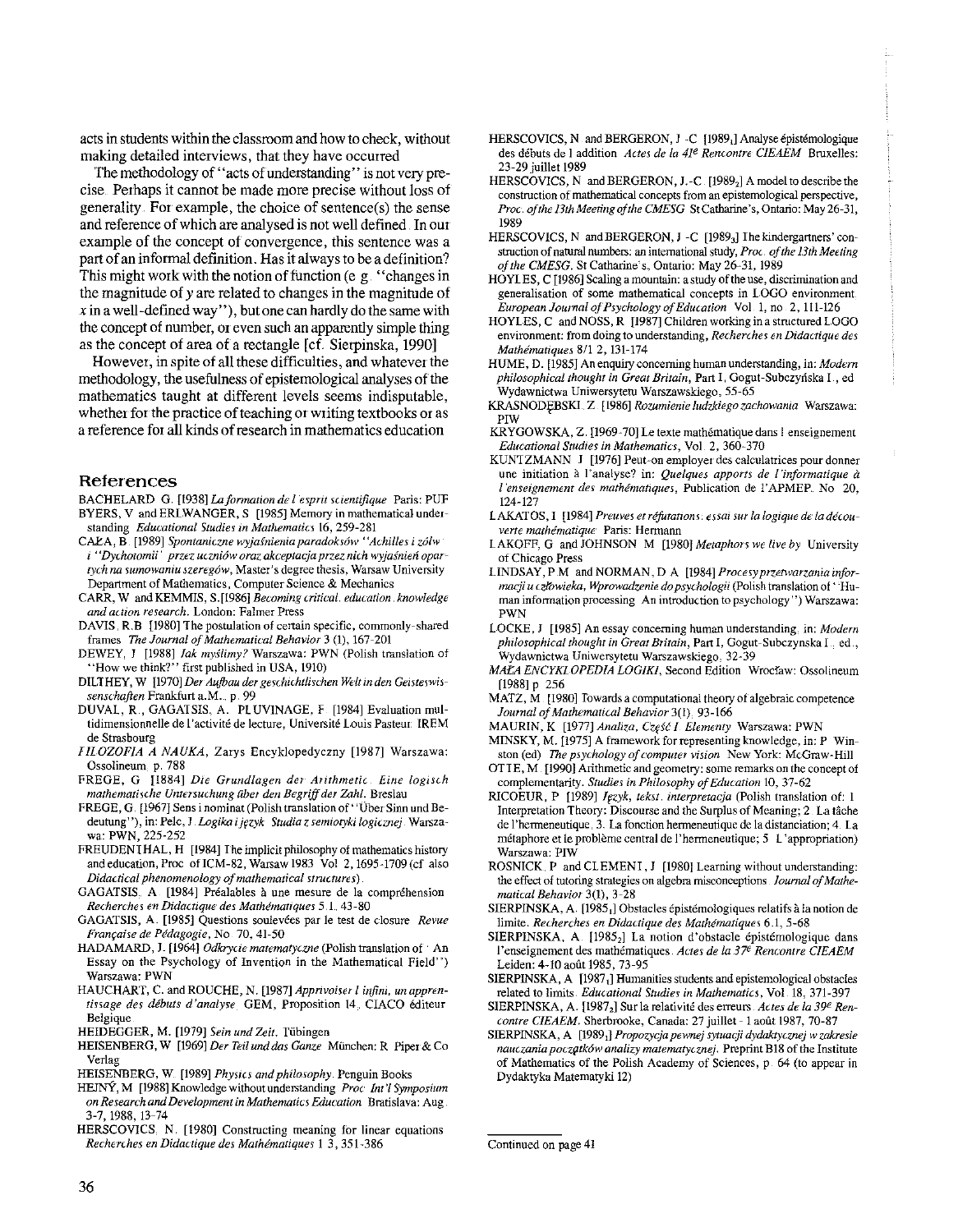acts in students within the classroom and how to check, without making detailed interviews, that they have occurred

The methodology of "acts of understanding" is not very precise. Perhaps it cannot be made more precise without loss of generality. For example, the choice of sentence(s) the sense and reference of which are analysed is not well defined. In our example of the concept of convergence, this sentence was a part of an informal definition. Has it always to be a definition? This might work with the notion of function (e g. "changes in the magnitude of $y$ are related to changes in the magnitude of $x$ in a well-defined way"), but one can hardly do the same with the concept of number, or even such an apparently simple thing as the concept of area of a rectangle [cf. Sierpinska, 1990]

However, in spite of all these difficulties, and whatever the methodology, the usefulness of epistemological analyses of the mathematics taught at different levels seems indisputable, whether for the practice of teaching or writing textbooks or as a reference for all kinds of research in mathematics education

## References

BACHELARD G. [1938] *La formation de l esprit scientifique* Paris: PUF

BYERS, V and ERLWANGER, S [1985] Memory in mathematical understanding. *Educational Studies in Mathematics* 16, 259-281

CAŁA, B [1989] *Spontaniczne wyjaśnienia paradoksów "Achilles i żółw" i "Dychotomii" przez uczniów oraz akceptacja przez nich wyjaśnień opartych na sumowaniu szeregów*, Master's degree thesis, Warsaw University Department of Mathematics, Computer Science & Mechanics

CARR, W and KEMMIS, S.[1986] *Becoming critical. education. knowledge and action research.* London: Falmer Press

DAVIS, R.B [1980] The postulation of certain specific, commonly-shared frames *The Journal of Mathematical Behavior* 3 (1), 167-201

DEWEY, J [1988] *Jak myślimy?* Warszawa: PWN (Polish translation of "How we think?" first published in USA, 1910)

DILTHEY, W [1970] *Der Aufbau der geschichtlischen Welt in den Geisteswissenschaften* Frankfurt a.M.. p. 99

DUVAL, R., GAGATSIS, A. PLUVINAGE, F [1984] Evaluation multidimensionnelle de l'activité de lecture, Université Louis Pasteur IREM de Strasbourg

*FILOZOFIA A NAUKA*, Zarys Encyklopedyczny [1987] Warszawa: Ossolineum, p. 788

FREGE, G [1884] *Die Grundlagen der Arithmetic. Eine logisch mathematische Untersuchung über den Begriff der Zahl.* Breslau

FREGE, G. [1967] Sens i nominat (Polish translation of "Über Sinn und Bedeutung"), in: Pelc, J. *Logika i język. Studia z semiotyki logicznej.* Warszawa: PWN, 225-252

FREUDENTHAL, H [1984] The implicit philosophy of mathematics history and education, Proc of ICM-82, Warsaw 1983 Vol 2, 1695-1709 (cf also *Didactical phenomenology of mathematical structures*)

GAGATSIS, A [1984] Préalables à une mesure de la compréhension *Recherches en Didactique des Mathématiques* 5.1. 43-80

GAGATSIS, A. [1985] Questions soulevées par le test de closure *Revue Française de Pédagogie*, No 70, 41-50

HADAMARD, J. [1964] *Odkrycie matematyczne* (Polish translation of "An Essay on the Psychology of Invention in the Mathematical Field") Warszawa: PWN

HAUCHART, C. and ROUCHE, N. [1987] *Apprivoiser l infini, un apprentissage des débuts d'analyse* GEM, Proposition 14, CIACO éditeur Belgique

HEIDEGGER, M. [1979] *Sein und Zeit*. Tübingen

HEISENBERG, W [1969] *Der Teil und das Ganze* München: R Piper & Co Verlag

HEISENBERG, W [1989] *Physics and philosophy*. Penguin Books

HEJNÝ, M [1988] Knowledge without understanding *Proc Int'l Symposium on Research and Development in Mathematics Education* Bratislava: Aug. 3-7, 1988, 13-74

HERSCOVICS, N. [1980] Constructing meaning for linear equations *Recherches en Didactique des Mathématiques* 1 3, 351-386

HERSCOVICS, N and BERGERON, J -C [1989₁] Analyse épistémologique des débuts de l addition *Actes de la 41e Rencontre CIEAEM* Bruxelles: 23-29 juillet 1989

HERSCOVICS, N and BERGERON, J.-C [1989₂] A model to describe the construction of mathematical concepts from an epistemological perspective, *Proc. of the 13th Meeting of the CMESG* St Catharine's, Ontario: May 26-31, 1989

HERSCOVICS, N and BERGERON, J -C [1989₃] The kindergartners' construction of natural numbers: an international study, *Proc. of the 13th Meeting of the CMESG.* St Catharine's, Ontario: May 26-31, 1989

HOYLES, C [1986] Scaling a mountain: a study of the use, discrimination and generalisation of some mathematical concepts in LOGO environment. *European Journal of Psychology of Education* Vol 1, no 2, 111-126

HOYLES, C and NOSS, R [1987] Children working in a structured LOGO environment: from doing to understanding, *Recherches en Didactique des Mathématiques* 8/1 2, 131-174

HUME, D. [1985] An enquiry concerning human understanding, in: *Modern philosophical thought in Great Britain*, Part I, Gogut-Subczyńska I., ed Wydawnictwa Uniwersytetu Warszawskiego, 55-65

KRASNODĘBSKI, Z [1986] *Rozumienie ludzkiego zachowania* Warszawa: PIW

KRYGOWSKA, Z. [1969-70] Le texte mathématique dans l enseignement *Educational Studies in Mathematics*, Vol 2, 360-370

KUNTZMANN J [1976] Peut-on employer des calculatrices pour donner une initiation à l'analyse? in: *Quelques apports de l'informatique à l'enseignement des mathématiques*, Publication de l'APMEP. No 20, 124-127

LAKATOS, I [1984] *Preuves et réfutations: essai sur la logique de la découverte mathématique* Paris: Hermann

LAKOFF, G and JOHNSON M [1980] *Metaphors we live by* University of Chicago Press

LINDSAY, P.M and NORMAN, D A [1984] *Procesy przetwarzania informacji u człowieka, Wprowadzenie do psychologii* (Polish translation of "Human information processing An introduction to psychology") Warszawa: PWN

LOCKE, J [1985] An essay concerning human understanding, in: *Modern philosophical thought in Great Britain*, Part I, Gogut-Subczynska I., ed., Wydawnictwa Uniwersytetu Warszawskiego, 32-39

*MAŁA ENCYKLOPEDIA LOGIKI*, Second Edition Wrocław: Ossolineum [1988] p 256

MATZ, M [1980] Towards a computational theory of algebraic competence *Journal of Mathematical Behavior* 3(1), 93-166

MAURIN, K [1977] *Analiza, Część I Elementy* Warszawa: PWN

MINSKY, M. [1975] A framework for representing knowledge, in: P Winston (ed) *The psychology of computer vision* New York: McGraw-Hill

OTTE, M [1990] Arithmetic and geometry: some remarks on the concept of complementarity. *Studies in Philosophy of Education* 10, 37-62

RICOEUR, P [1989] *Język, tekst. interpretacja* (Polish translation of: 1 Interpretation Theory: Discourse and the Surplus of Meaning; 2 La tâche de l'hermeneutique, 3. La fonction hermeneutique de la distanciation; 4 La métaphore et le problème central de l'hermeneutique; 5 L'appropriation) Warszawa: PIW

ROSNICK, P and CLEMENT, J [1980] Learning without understanding: the effect of tutoring strategies on algebra misconceptions *Journal of Mathematical Behavior* 3(1), 3-28

SIERPINSKA, A. [1985₁] Obstacles épistémologiques relatifs à la notion de limite. *Recherches en Didactique des Mathématiques* 6.1, 5-68

SIERPINSKA, A [1985₂] La notion d'obstacle épistémologique dans l'enseignement des mathématiques. *Actes de la 37e Rencontre CIEAEM* Leiden: 4-10 août 1985, 73-95

SIERPINSKA, A [1987₁] Humanities students and epistemological obstacles related to limits. *Educational Studies in Mathematics*, Vol 18, 371-397

SIERPINSKA, A. [1987₂] Sur la relativité des erreurs *Actes de la 39e Rencontre CIEAEM*. Sherbrooke, Canada: 27 juillet - 1 août 1987, 70-87

SIERPINSKA, A. [1989₁] *Propozycja pewnej sytuacji dydaktycznej w zakresie nauczania początków analizy matematycznej.* Preprint B18 of the Institute of Mathematics of the Polish Academy of Sciences, p 64 (to appear in Dydaktyka Matematyki 12)

Continued on page 41